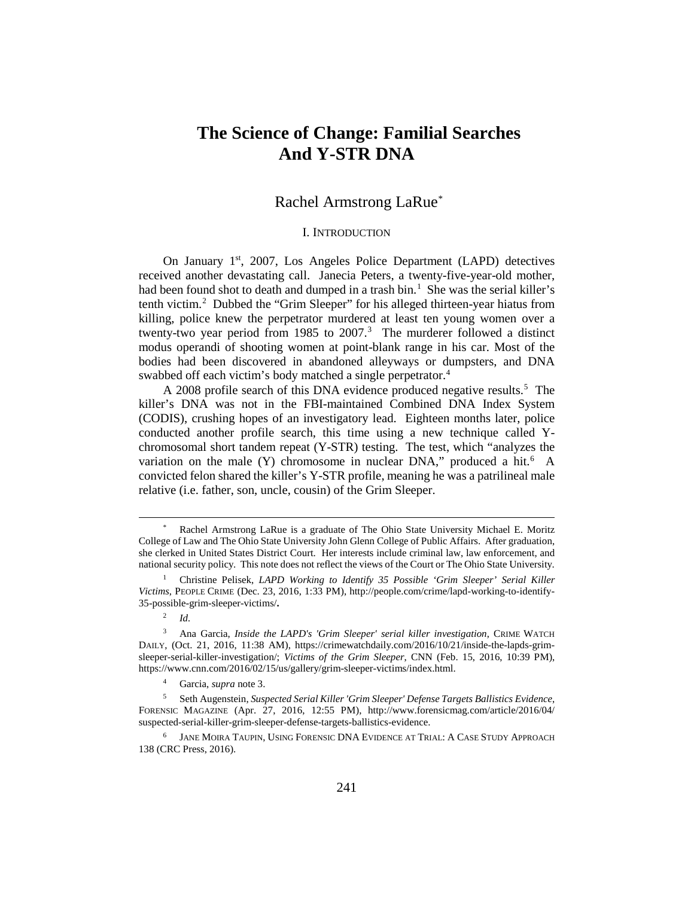# The Science of Change: Familial Searches And Y-STR DNA

## Rachel Armstrong LaRue[*]

### I. Introduction

On January 1st, 2007, Los Angeles Police Department (LAPD) detectives received another devastating call. Janecia Peters, a twenty-five-year-old mother, had been found shot to death and dumped in a trash bin.[1] She was the serial killer's tenth victim.[2] Dubbed the "Grim Sleeper" for his alleged thirteen-year hiatus from killing, police knew the perpetrator murdered at least ten young women over a twenty-two year period from 1985 to 2007.[3] The murderer followed a distinct modus operandi of shooting women at point-blank range in his car. Most of the bodies had been discovered in abandoned alleyways or dumpsters, and DNA swabbed off each victim's body matched a single perpetrator.[4]

A 2008 profile search of this DNA evidence produced negative results.[5] The killer's DNA was not in the FBI-maintained Combined DNA Index System (CODIS), crushing hopes of an investigatory lead. Eighteen months later, police conducted another profile search, this time using a new technique called Y-chromosomal short tandem repeat (Y-STR) testing. The test, which "analyzes the variation on the male (Y) chromosome in nuclear DNA," produced a hit.[6] A convicted felon shared the killer's Y-STR profile, meaning he was a patrilineal male relative (i.e. father, son, uncle, cousin) of the Grim Sleeper.

---

[*] Rachel Armstrong LaRue is a graduate of The Ohio State University Michael E. Moritz College of Law and The Ohio State University John Glenn College of Public Affairs. After graduation, she clerked in United States District Court. Her interests include criminal law, law enforcement, and national security policy. This note does not reflect the views of the Court or The Ohio State University.

[1] Christine Pelisek, *LAPD Working to Identify 35 Possible 'Grim Sleeper' Serial Killer Victims*, PEOPLE CRIME (Dec. 23, 2016, 1:33 PM), http://people.com/crime/lapd-working-to-identify-35-possible-grim-sleeper-victims/**.**

[2] *Id.*

[3] Ana Garcia, *Inside the LAPD's 'Grim Sleeper' serial killer investigation*, CRIME WATCH DAILY, (Oct. 21, 2016, 11:38 AM), https://crimewatchdaily.com/2016/10/21/inside-the-lapds-grim-sleeper-serial-killer-investigation/; *Victims of the Grim Sleeper*, CNN (Feb. 15, 2016, 10:39 PM), https://www.cnn.com/2016/02/15/us/gallery/grim-sleeper-victims/index.html.

[4] Garcia, *supra* note 3.

[5] Seth Augenstein, *Suspected Serial Killer 'Grim Sleeper' Defense Targets Ballistics Evidence*, FORENSIC MAGAZINE (Apr. 27, 2016, 12:55 PM), http://www.forensicmag.com/article/2016/04/suspected-serial-killer-grim-sleeper-defense-targets-ballistics-evidence.

[6] JANE MOIRA TAUPIN, USING FORENSIC DNA EVIDENCE AT TRIAL: A CASE STUDY APPROACH 138 (CRC Press, 2016).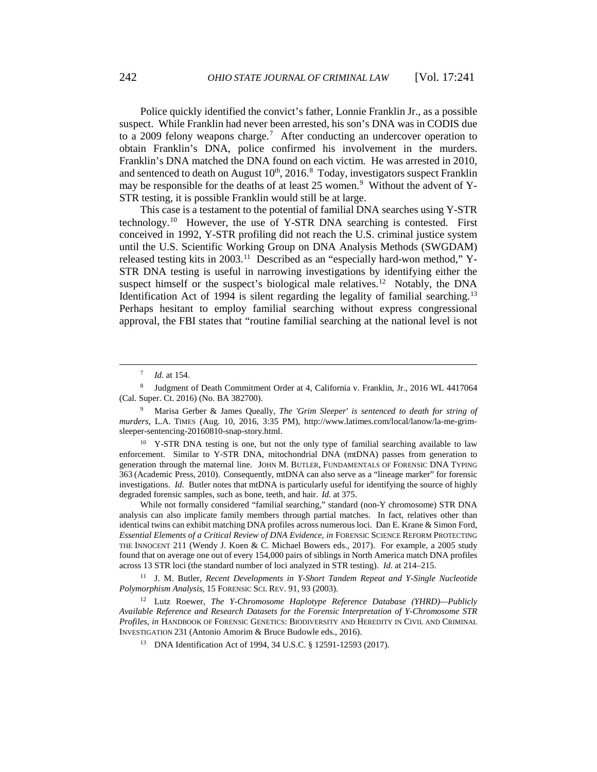Police quickly identified the convict's father, Lonnie Franklin Jr., as a possible suspect. While Franklin had never been arrested, his son's DNA was in CODIS due to a 2009 felony weapons charge.[7] After conducting an undercover operation to obtain Franklin's DNA, police confirmed his involvement in the murders. Franklin's DNA matched the DNA found on each victim. He was arrested in 2010, and sentenced to death on August 10th, 2016.[8] Today, investigators suspect Franklin may be responsible for the deaths of at least 25 women.[9] Without the advent of Y-STR testing, it is possible Franklin would still be at large.

This case is a testament to the potential of familial DNA searches using Y-STR technology.[10] However, the use of Y-STR DNA searching is contested. First conceived in 1992, Y-STR profiling did not reach the U.S. criminal justice system until the U.S. Scientific Working Group on DNA Analysis Methods (SWGDAM) released testing kits in 2003.[11] Described as an "especially hard-won method," Y-STR DNA testing is useful in narrowing investigations by identifying either the suspect himself or the suspect's biological male relatives.[12] Notably, the DNA Identification Act of 1994 is silent regarding the legality of familial searching.[13] Perhaps hesitant to employ familial searching without express congressional approval, the FBI states that "routine familial searching at the national level is not

---

[7] *Id.* at 154.

[8] Judgment of Death Commitment Order at 4, California v. Franklin, Jr., 2016 WL 4417064 (Cal. Super. Ct. 2016) (No. BA 382700).

[9] Marisa Gerber & James Queally, *The 'Grim Sleeper' is sentenced to death for string of murders*, L.A. TIMES (Aug. 10, 2016, 3:35 PM), http://www.latimes.com/local/lanow/la-me-grim-sleeper-sentencing-20160810-snap-story.html.

[10] Y-STR DNA testing is one, but not the only type of familial searching available to law enforcement. Similar to Y-STR DNA, mitochondrial DNA (mtDNA) passes from generation to generation through the maternal line. JOHN M. BUTLER, FUNDAMENTALS OF FORENSIC DNA TYPING 363 (Academic Press, 2010). Consequently, mtDNA can also serve as a "lineage marker" for forensic investigations. *Id.* Butler notes that mtDNA is particularly useful for identifying the source of highly degraded forensic samples, such as bone, teeth, and hair. *Id.* at 375.

While not formally considered "familial searching," standard (non-Y chromosome) STR DNA analysis can also implicate family members through partial matches. In fact, relatives other than identical twins can exhibit matching DNA profiles across numerous loci. Dan E. Krane & Simon Ford, *Essential Elements of a Critical Review of DNA Evidence*, *in* FORENSIC SCIENCE REFORM PROTECTING THE INNOCENT 211 (Wendy J. Koen & C. Michael Bowers eds., 2017). For example, a 2005 study found that on average one out of every 154,000 pairs of siblings in North America match DNA profiles across 13 STR loci (the standard number of loci analyzed in STR testing). *Id.* at 214–215.

[11] J. M. Butler, *Recent Developments in Y-Short Tandem Repeat and Y-Single Nucleotide Polymorphism Analysis*, 15 FORENSIC SCI. REV. 91, 93 (2003).

[12] Lutz Roewer, *The Y-Chromosome Haplotype Reference Database (YHRD)—Publicly Available Reference and Research Datasets for the Forensic Interpretation of Y-Chromosome STR Profiles*, *in* HANDBOOK OF FORENSIC GENETICS: BIODIVERSITY AND HEREDITY IN CIVIL AND CRIMINAL INVESTIGATION 231 (Antonio Amorim & Bruce Budowle eds., 2016).

[13] DNA Identification Act of 1994, 34 U.S.C. § 12591-12593 (2017).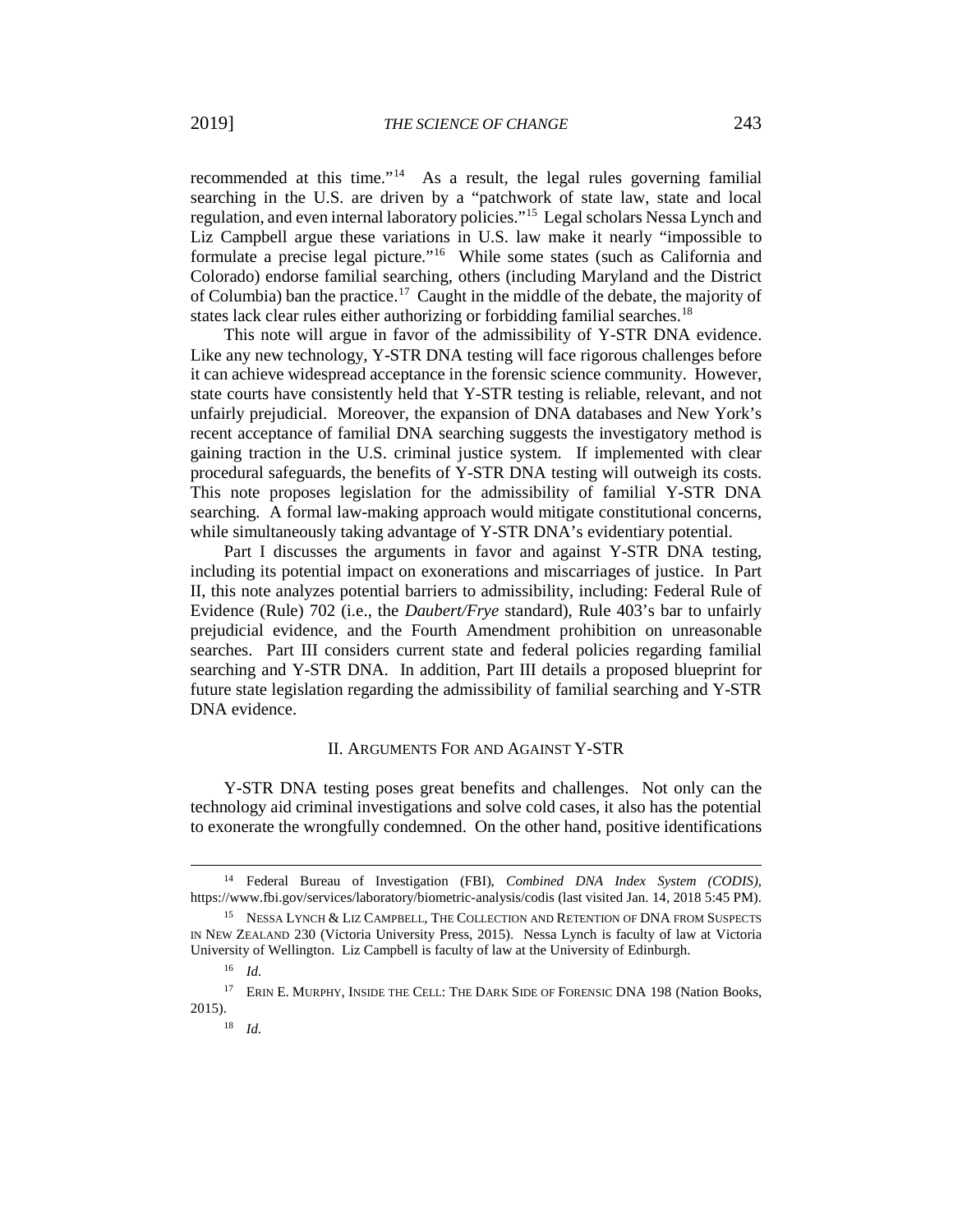recommended at this time."[14] As a result, the legal rules governing familial searching in the U.S. are driven by a "patchwork of state law, state and local regulation, and even internal laboratory policies."[15] Legal scholars Nessa Lynch and Liz Campbell argue these variations in U.S. law make it nearly "impossible to formulate a precise legal picture."[16] While some states (such as California and Colorado) endorse familial searching, others (including Maryland and the District of Columbia) ban the practice.[17] Caught in the middle of the debate, the majority of states lack clear rules either authorizing or forbidding familial searches.[18]

This note will argue in favor of the admissibility of Y-STR DNA evidence. Like any new technology, Y-STR DNA testing will face rigorous challenges before it can achieve widespread acceptance in the forensic science community. However, state courts have consistently held that Y-STR testing is reliable, relevant, and not unfairly prejudicial. Moreover, the expansion of DNA databases and New York's recent acceptance of familial DNA searching suggests the investigatory method is gaining traction in the U.S. criminal justice system. If implemented with clear procedural safeguards, the benefits of Y-STR DNA testing will outweigh its costs. This note proposes legislation for the admissibility of familial Y-STR DNA searching. A formal law-making approach would mitigate constitutional concerns, while simultaneously taking advantage of Y-STR DNA's evidentiary potential.

Part I discusses the arguments in favor and against Y-STR DNA testing, including its potential impact on exonerations and miscarriages of justice. In Part II, this note analyzes potential barriers to admissibility, including: Federal Rule of Evidence (Rule) 702 (i.e., the *Daubert/Frye* standard), Rule 403's bar to unfairly prejudicial evidence, and the Fourth Amendment prohibition on unreasonable searches. Part III considers current state and federal policies regarding familial searching and Y-STR DNA. In addition, Part III details a proposed blueprint for future state legislation regarding the admissibility of familial searching and Y-STR DNA evidence.

## II. Arguments For and Against Y-STR

Y-STR DNA testing poses great benefits and challenges. Not only can the technology aid criminal investigations and solve cold cases, it also has the potential to exonerate the wrongfully condemned. On the other hand, positive identifications

---

[14] Federal Bureau of Investigation (FBI), *Combined DNA Index System (CODIS)*, https://www.fbi.gov/services/laboratory/biometric-analysis/codis (last visited Jan. 14, 2018 5:45 PM).

[15] Nessa Lynch & Liz Campbell, The Collection and Retention of DNA from Suspects in New Zealand 230 (Victoria University Press, 2015). Nessa Lynch is faculty of law at Victoria University of Wellington. Liz Campbell is faculty of law at the University of Edinburgh.

[16] *Id.*

[17] Erin E. Murphy, Inside the Cell: The Dark Side of Forensic DNA 198 (Nation Books, 2015).

[18] *Id.*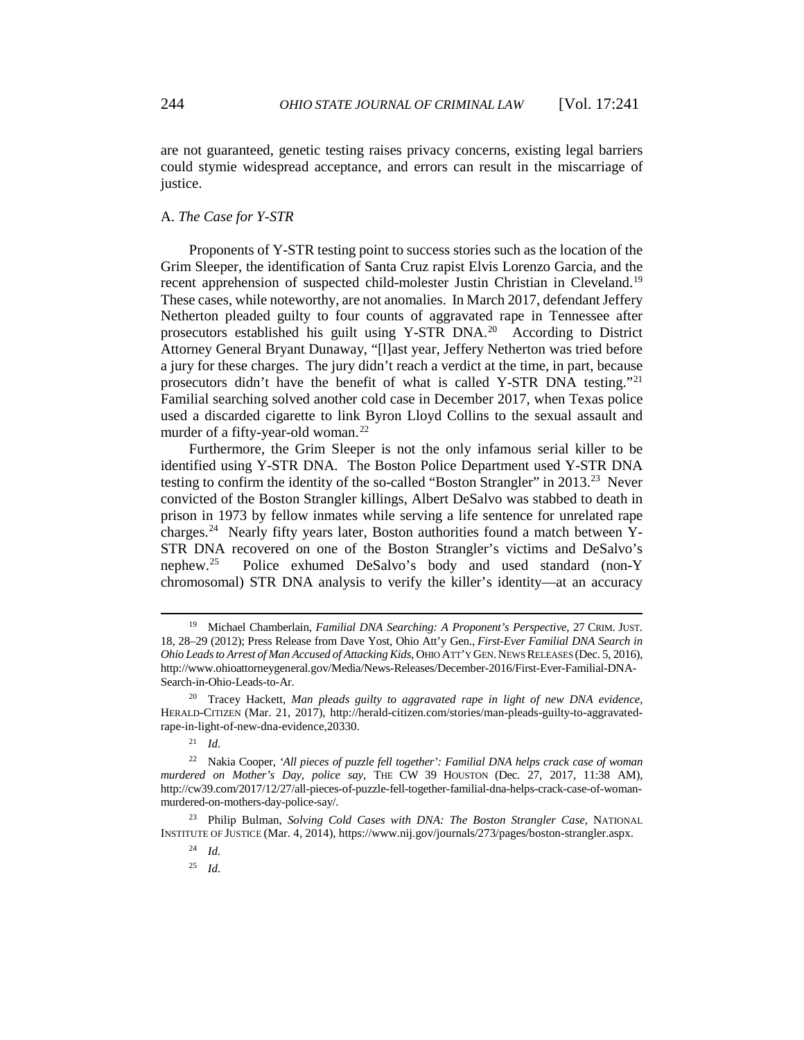are not guaranteed, genetic testing raises privacy concerns, existing legal barriers could stymie widespread acceptance, and errors can result in the miscarriage of justice.

### A. *The Case for Y-STR*

Proponents of Y-STR testing point to success stories such as the location of the Grim Sleeper, the identification of Santa Cruz rapist Elvis Lorenzo Garcia, and the recent apprehension of suspected child-molester Justin Christian in Cleveland.[19] These cases, while noteworthy, are not anomalies. In March 2017, defendant Jeffery Netherton pleaded guilty to four counts of aggravated rape in Tennessee after prosecutors established his guilt using Y-STR DNA.[20] According to District Attorney General Bryant Dunaway, "[l]ast year, Jeffery Netherton was tried before a jury for these charges. The jury didn't reach a verdict at the time, in part, because prosecutors didn't have the benefit of what is called Y-STR DNA testing."[21] Familial searching solved another cold case in December 2017, when Texas police used a discarded cigarette to link Byron Lloyd Collins to the sexual assault and murder of a fifty-year-old woman.[22]

Furthermore, the Grim Sleeper is not the only infamous serial killer to be identified using Y-STR DNA. The Boston Police Department used Y-STR DNA testing to confirm the identity of the so-called "Boston Strangler" in 2013.[23] Never convicted of the Boston Strangler killings, Albert DeSalvo was stabbed to death in prison in 1973 by fellow inmates while serving a life sentence for unrelated rape charges.[24] Nearly fifty years later, Boston authorities found a match between Y-STR DNA recovered on one of the Boston Strangler's victims and DeSalvo's nephew.[25] Police exhumed DeSalvo's body and used standard (non-Y chromosomal) STR DNA analysis to verify the killer's identity—at an accuracy

---

[19] Michael Chamberlain, *Familial DNA Searching: A Proponent's Perspective*, 27 CRIM. JUST. 18, 28–29 (2012); Press Release from Dave Yost, Ohio Att'y Gen., *First-Ever Familial DNA Search in Ohio Leads to Arrest of Man Accused of Attacking Kids*, OHIO ATT'Y GEN. NEWS RELEASES (Dec. 5, 2016), http://www.ohioattorneygeneral.gov/Media/News-Releases/December-2016/First-Ever-Familial-DNA-Search-in-Ohio-Leads-to-Ar.

[20] Tracey Hackett, *Man pleads guilty to aggravated rape in light of new DNA evidence*, HERALD-CITIZEN (Mar. 21, 2017), http://herald-citizen.com/stories/man-pleads-guilty-to-aggravated-rape-in-light-of-new-dna-evidence,20330.

[21] *Id.*

[22] Nakia Cooper, *'All pieces of puzzle fell together': Familial DNA helps crack case of woman murdered on Mother's Day, police say*, THE CW 39 HOUSTON (Dec. 27, 2017, 11:38 AM), http://cw39.com/2017/12/27/all-pieces-of-puzzle-fell-together-familial-dna-helps-crack-case-of-woman-murdered-on-mothers-day-police-say/.

[23] Philip Bulman, *Solving Cold Cases with DNA: The Boston Strangler Case*, NATIONAL INSTITUTE OF JUSTICE (Mar. 4, 2014), https://www.nij.gov/journals/273/pages/boston-strangler.aspx.

[24] *Id.*

[25] *Id.*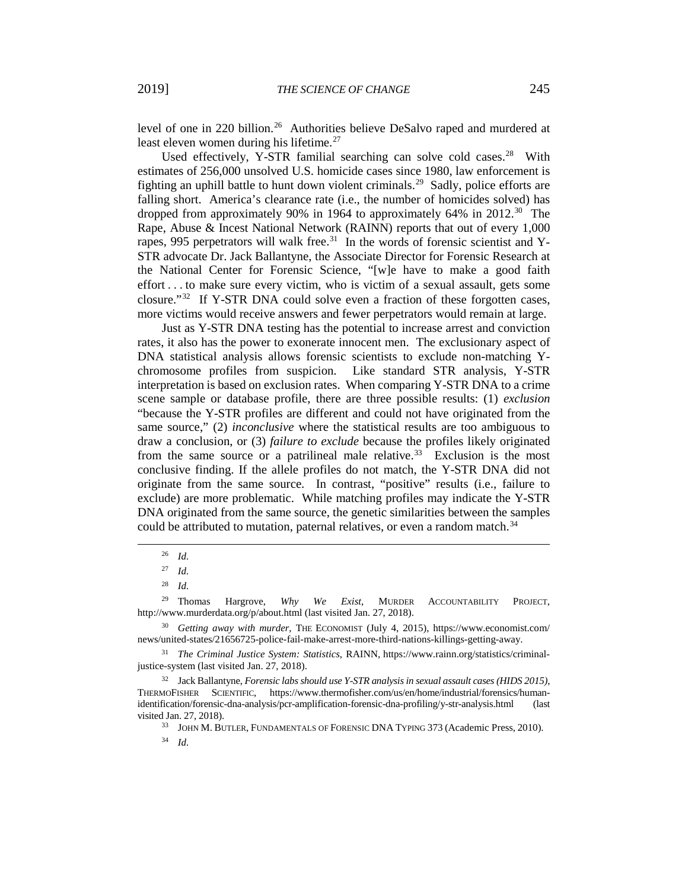level of one in 220 billion.[26] Authorities believe DeSalvo raped and murdered at least eleven women during his lifetime.[27]

Used effectively, Y-STR familial searching can solve cold cases.[28] With estimates of 256,000 unsolved U.S. homicide cases since 1980, law enforcement is fighting an uphill battle to hunt down violent criminals.[29] Sadly, police efforts are falling short. America's clearance rate (i.e., the number of homicides solved) has dropped from approximately 90% in 1964 to approximately 64% in 2012.[30] The Rape, Abuse & Incest National Network (RAINN) reports that out of every 1,000 rapes, 995 perpetrators will walk free.[31] In the words of forensic scientist and Y-STR advocate Dr. Jack Ballantyne, the Associate Director for Forensic Research at the National Center for Forensic Science, "[w]e have to make a good faith effort . . . to make sure every victim, who is victim of a sexual assault, gets some closure."[32] If Y-STR DNA could solve even a fraction of these forgotten cases, more victims would receive answers and fewer perpetrators would remain at large.

Just as Y-STR DNA testing has the potential to increase arrest and conviction rates, it also has the power to exonerate innocent men. The exclusionary aspect of DNA statistical analysis allows forensic scientists to exclude non-matching Y-chromosome profiles from suspicion. Like standard STR analysis, Y-STR interpretation is based on exclusion rates. When comparing Y-STR DNA to a crime scene sample or database profile, there are three possible results: (1) *exclusion* "because the Y-STR profiles are different and could not have originated from the same source," (2) *inconclusive* where the statistical results are too ambiguous to draw a conclusion, or (3) *failure to exclude* because the profiles likely originated from the same source or a patrilineal male relative.[33] Exclusion is the most conclusive finding. If the allele profiles do not match, the Y-STR DNA did not originate from the same source. In contrast, "positive" results (i.e., failure to exclude) are more problematic. While matching profiles may indicate the Y-STR DNA originated from the same source, the genetic similarities between the samples could be attributed to mutation, paternal relatives, or even a random match.[34]

---

[26] *Id.*

[27] *Id.*

[28] *Id.*

[29] Thomas Hargrove, *Why We Exist*, MURDER ACCOUNTABILITY PROJECT, http://www.murderdata.org/p/about.html (last visited Jan. 27, 2018).

[30] *Getting away with murder*, THE ECONOMIST (July 4, 2015), https://www.economist.com/news/united-states/21656725-police-fail-make-arrest-more-third-nations-killings-getting-away.

[31] *The Criminal Justice System: Statistics*, RAINN, https://www.rainn.org/statistics/criminal-justice-system (last visited Jan. 27, 2018).

[32] Jack Ballantyne, *Forensic labs should use Y-STR analysis in sexual assault cases (HIDS 2015)*, THERMOFISHER SCIENTIFIC, https://www.thermofisher.com/us/en/home/industrial/forensics/human-identification/forensic-dna-analysis/pcr-amplification-forensic-dna-profiling/y-str-analysis.html (last visited Jan. 27, 2018).

[33] JOHN M. BUTLER, FUNDAMENTALS OF FORENSIC DNA TYPING 373 (Academic Press, 2010).

[34] *Id.*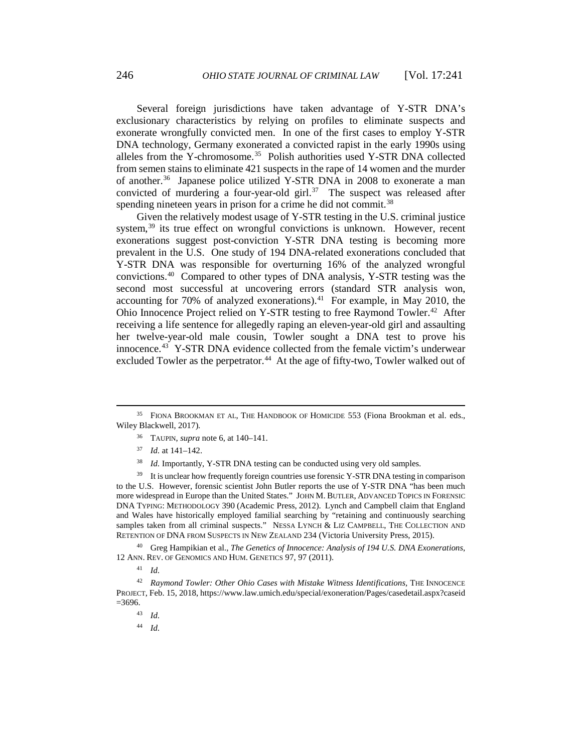Several foreign jurisdictions have taken advantage of Y-STR DNA's exclusionary characteristics by relying on profiles to eliminate suspects and exonerate wrongfully convicted men. In one of the first cases to employ Y-STR DNA technology, Germany exonerated a convicted rapist in the early 1990s using alleles from the Y-chromosome.[35] Polish authorities used Y-STR DNA collected from semen stains to eliminate 421 suspects in the rape of 14 women and the murder of another.[36] Japanese police utilized Y-STR DNA in 2008 to exonerate a man convicted of murdering a four-year-old girl.[37] The suspect was released after spending nineteen years in prison for a crime he did not commit.[38]

Given the relatively modest usage of Y-STR testing in the U.S. criminal justice system,[39] its true effect on wrongful convictions is unknown. However, recent exonerations suggest post-conviction Y-STR DNA testing is becoming more prevalent in the U.S. One study of 194 DNA-related exonerations concluded that Y-STR DNA was responsible for overturning 16% of the analyzed wrongful convictions.[40] Compared to other types of DNA analysis, Y-STR testing was the second most successful at uncovering errors (standard STR analysis won, accounting for 70% of analyzed exonerations).[41] For example, in May 2010, the Ohio Innocence Project relied on Y-STR testing to free Raymond Towler.[42] After receiving a life sentence for allegedly raping an eleven-year-old girl and assaulting her twelve-year-old male cousin, Towler sought a DNA test to prove his innocence.[43] Y-STR DNA evidence collected from the female victim's underwear excluded Towler as the perpetrator.[44] At the age of fifty-two, Towler walked out of

---

[35] FIONA BROOKMAN ET AL, THE HANDBOOK OF HOMICIDE 553 (Fiona Brookman et al. eds., Wiley Blackwell, 2017).

[36] TAUPIN, *supra* note 6, at 140–141.

[37] *Id.* at 141–142.

[38] *Id.* Importantly, Y-STR DNA testing can be conducted using very old samples.

[39] It is unclear how frequently foreign countries use forensic Y-STR DNA testing in comparison to the U.S. However, forensic scientist John Butler reports the use of Y-STR DNA "has been much more widespread in Europe than the United States." JOHN M. BUTLER, ADVANCED TOPICS IN FORENSIC DNA TYPING: METHODOLOGY 390 (Academic Press, 2012). Lynch and Campbell claim that England and Wales have historically employed familial searching by "retaining and continuously searching samples taken from all criminal suspects." NESSA LYNCH & LIZ CAMPBELL, THE COLLECTION AND RETENTION OF DNA FROM SUSPECTS IN NEW ZEALAND 234 (Victoria University Press, 2015).

[40] Greg Hampikian et al., *The Genetics of Innocence: Analysis of 194 U.S. DNA Exonerations*, 12 ANN. REV. OF GENOMICS AND HUM. GENETICS 97, 97 (2011).

[41] *Id.*

[42] *Raymond Towler: Other Ohio Cases with Mistake Witness Identifications*, THE INNOCENCE PROJECT, Feb. 15, 2018, https://www.law.umich.edu/special/exoneration/Pages/casedetail.aspx?caseid=3696.

[43] *Id.*

[44] *Id.*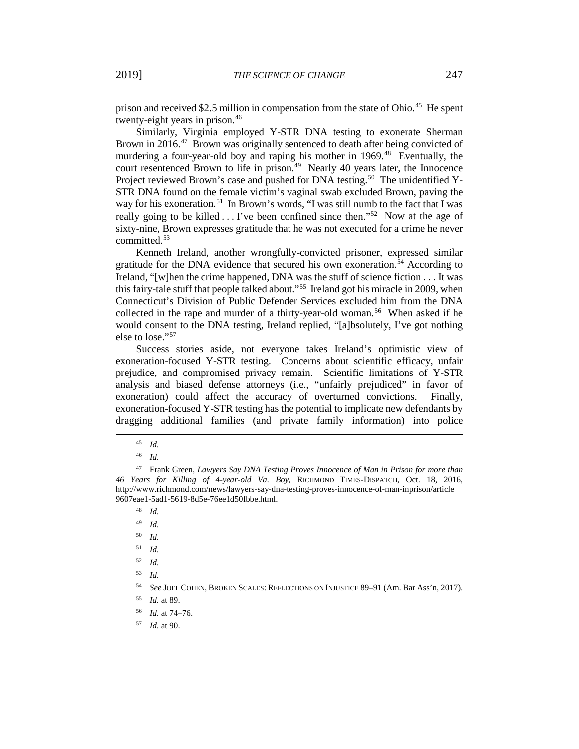prison and received $2.5 million in compensation from the state of Ohio.[45] He spent twenty-eight years in prison.[46]

Similarly, Virginia employed Y-STR DNA testing to exonerate Sherman Brown in 2016.[47] Brown was originally sentenced to death after being convicted of murdering a four-year-old boy and raping his mother in 1969.[48] Eventually, the court resentenced Brown to life in prison.[49] Nearly 40 years later, the Innocence Project reviewed Brown's case and pushed for DNA testing.[50] The unidentified Y-STR DNA found on the female victim's vaginal swab excluded Brown, paving the way for his exoneration.[51] In Brown's words, "I was still numb to the fact that I was really going to be killed . . . I've been confined since then."[52] Now at the age of sixty-nine, Brown expresses gratitude that he was not executed for a crime he never committed.[53]

Kenneth Ireland, another wrongfully-convicted prisoner, expressed similar gratitude for the DNA evidence that secured his own exoneration.[54] According to Ireland, "[w]hen the crime happened, DNA was the stuff of science fiction . . . It was this fairy-tale stuff that people talked about."[55] Ireland got his miracle in 2009, when Connecticut's Division of Public Defender Services excluded him from the DNA collected in the rape and murder of a thirty-year-old woman.[56] When asked if he would consent to the DNA testing, Ireland replied, "[a]bsolutely, I've got nothing else to lose."[57]

Success stories aside, not everyone takes Ireland's optimistic view of exoneration-focused Y-STR testing. Concerns about scientific efficacy, unfair prejudice, and compromised privacy remain. Scientific limitations of Y-STR analysis and biased defense attorneys (i.e., "unfairly prejudiced" in favor of exoneration) could affect the accuracy of overturned convictions. Finally, exoneration-focused Y-STR testing has the potential to implicate new defendants by dragging additional families (and private family information) into police

---

[45] *Id.*

[46] *Id.*

[47] Frank Green, *Lawyers Say DNA Testing Proves Innocence of Man in Prison for more than 46 Years for Killing of 4-year-old Va. Boy*, RICHMOND TIMES-DISPATCH, Oct. 18, 2016, http://www.richmond.com/news/lawyers-say-dna-testing-proves-innocence-of-man-inprison/article 9607eae1-5ad1-5619-8d5e-76ee1d50fbbe.html.

[48] *Id.*

[49] *Id.*

[50] *Id.*

[51] *Id.*

[52] *Id.*

[53] *Id.*

[54] *See* JOEL COHEN, BROKEN SCALES: REFLECTIONS ON INJUSTICE 89–91 (Am. Bar Ass'n, 2017).

[55] *Id.* at 89.

[56] *Id.* at 74–76.

[57] *Id.* at 90.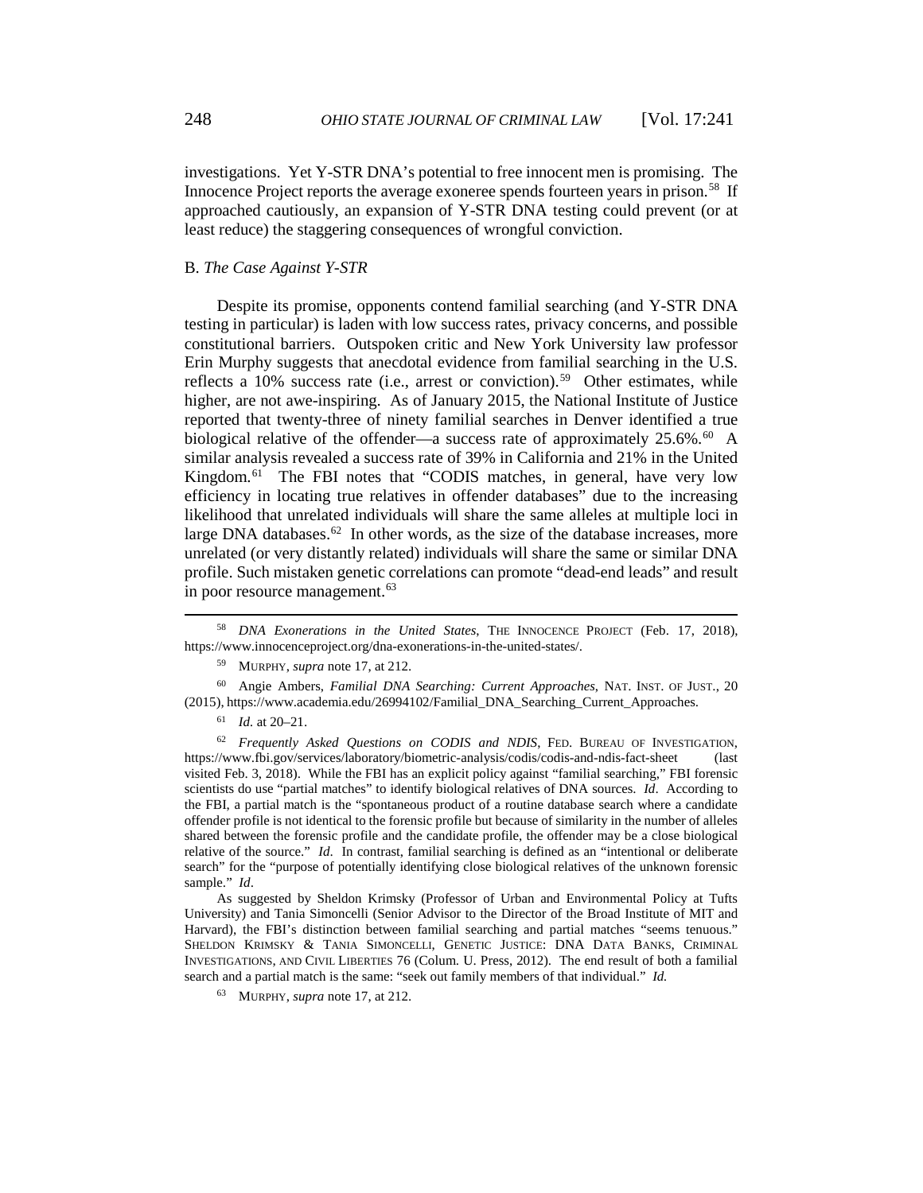investigations. Yet Y-STR DNA's potential to free innocent men is promising. The Innocence Project reports the average exoneree spends fourteen years in prison.[58] If approached cautiously, an expansion of Y-STR DNA testing could prevent (or at least reduce) the staggering consequences of wrongful conviction.

### B. *The Case Against Y-STR*

Despite its promise, opponents contend familial searching (and Y-STR DNA testing in particular) is laden with low success rates, privacy concerns, and possible constitutional barriers. Outspoken critic and New York University law professor Erin Murphy suggests that anecdotal evidence from familial searching in the U.S. reflects a 10% success rate (i.e., arrest or conviction).[59] Other estimates, while higher, are not awe-inspiring. As of January 2015, the National Institute of Justice reported that twenty-three of ninety familial searches in Denver identified a true biological relative of the offender—a success rate of approximately 25.6%.[60] A similar analysis revealed a success rate of 39% in California and 21% in the United Kingdom.[61] The FBI notes that "CODIS matches, in general, have very low efficiency in locating true relatives in offender databases" due to the increasing likelihood that unrelated individuals will share the same alleles at multiple loci in large DNA databases.[62] In other words, as the size of the database increases, more unrelated (or very distantly related) individuals will share the same or similar DNA profile. Such mistaken genetic correlations can promote "dead-end leads" and result in poor resource management.[63]

---

[58] *DNA Exonerations in the United States*, THE INNOCENCE PROJECT (Feb. 17, 2018), https://www.innocenceproject.org/dna-exonerations-in-the-united-states/.

[59] MURPHY, *supra* note 17, at 212.

[60] Angie Ambers, *Familial DNA Searching: Current Approaches*, NAT. INST. OF JUST., 20 (2015), https://www.academia.edu/26994102/Familial_DNA_Searching_Current_Approaches.

[61] *Id.* at 20–21.

[62] *Frequently Asked Questions on CODIS and NDIS*, FED. BUREAU OF INVESTIGATION, https://www.fbi.gov/services/laboratory/biometric-analysis/codis/codis-and-ndis-fact-sheet (last visited Feb. 3, 2018). While the FBI has an explicit policy against "familial searching," FBI forensic scientists do use "partial matches" to identify biological relatives of DNA sources. *Id*. According to the FBI, a partial match is the "spontaneous product of a routine database search where a candidate offender profile is not identical to the forensic profile but because of similarity in the number of alleles shared between the forensic profile and the candidate profile, the offender may be a close biological relative of the source." *Id*. In contrast, familial searching is defined as an "intentional or deliberate search" for the "purpose of potentially identifying close biological relatives of the unknown forensic sample." *Id*.

As suggested by Sheldon Krimsky (Professor of Urban and Environmental Policy at Tufts University) and Tania Simoncelli (Senior Advisor to the Director of the Broad Institute of MIT and Harvard), the FBI's distinction between familial searching and partial matches "seems tenuous." SHELDON KRIMSKY & TANIA SIMONCELLI, GENETIC JUSTICE: DNA DATA BANKS, CRIMINAL INVESTIGATIONS, AND CIVIL LIBERTIES 76 (Colum. U. Press, 2012). The end result of both a familial search and a partial match is the same: "seek out family members of that individual." *Id.*

[63] MURPHY, *supra* note 17, at 212.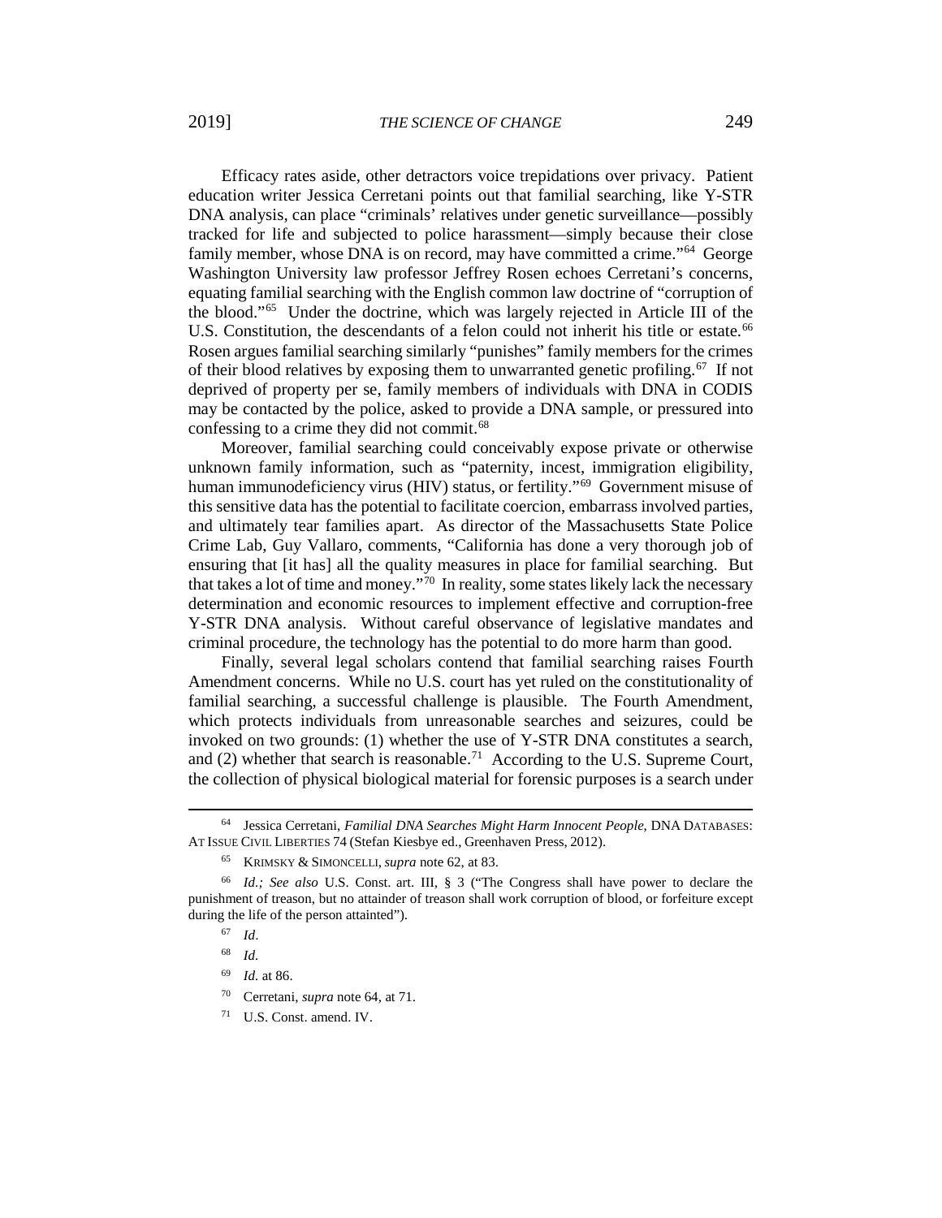Efficacy rates aside, other detractors voice trepidations over privacy. Patient education writer Jessica Cerretani points out that familial searching, like Y-STR DNA analysis, can place "criminals' relatives under genetic surveillance—possibly tracked for life and subjected to police harassment—simply because their close family member, whose DNA is on record, may have committed a crime."[64] George Washington University law professor Jeffrey Rosen echoes Cerretani's concerns, equating familial searching with the English common law doctrine of "corruption of the blood."[65] Under the doctrine, which was largely rejected in Article III of the U.S. Constitution, the descendants of a felon could not inherit his title or estate.[66] Rosen argues familial searching similarly "punishes" family members for the crimes of their blood relatives by exposing them to unwarranted genetic profiling.[67] If not deprived of property per se, family members of individuals with DNA in CODIS may be contacted by the police, asked to provide a DNA sample, or pressured into confessing to a crime they did not commit.[68]

Moreover, familial searching could conceivably expose private or otherwise unknown family information, such as "paternity, incest, immigration eligibility, human immunodeficiency virus (HIV) status, or fertility."[69] Government misuse of this sensitive data has the potential to facilitate coercion, embarrass involved parties, and ultimately tear families apart. As director of the Massachusetts State Police Crime Lab, Guy Vallaro, comments, "California has done a very thorough job of ensuring that [it has] all the quality measures in place for familial searching. But that takes a lot of time and money."[70] In reality, some states likely lack the necessary determination and economic resources to implement effective and corruption-free Y-STR DNA analysis. Without careful observance of legislative mandates and criminal procedure, the technology has the potential to do more harm than good.

Finally, several legal scholars contend that familial searching raises Fourth Amendment concerns. While no U.S. court has yet ruled on the constitutionality of familial searching, a successful challenge is plausible. The Fourth Amendment, which protects individuals from unreasonable searches and seizures, could be invoked on two grounds: (1) whether the use of Y-STR DNA constitutes a search, and (2) whether that search is reasonable.[71] According to the U.S. Supreme Court, the collection of physical biological material for forensic purposes is a search under

---

[64] Jessica Cerretani, *Familial DNA Searches Might Harm Innocent People*, DNA DATABASES: AT ISSUE CIVIL LIBERTIES 74 (Stefan Kiesbye ed., Greenhaven Press, 2012).

[65] KRIMSKY & SIMONCELLI, *supra* note 62, at 83.

[66] *Id.; See also* U.S. Const. art. III, § 3 ("The Congress shall have power to declare the punishment of treason, but no attainder of treason shall work corruption of blood, or forfeiture except during the life of the person attainted").

[67] *Id*.

[68] *Id.*

[69] *Id.* at 86.

[70] Cerretani, *supra* note 64, at 71.

[71] U.S. Const. amend. IV.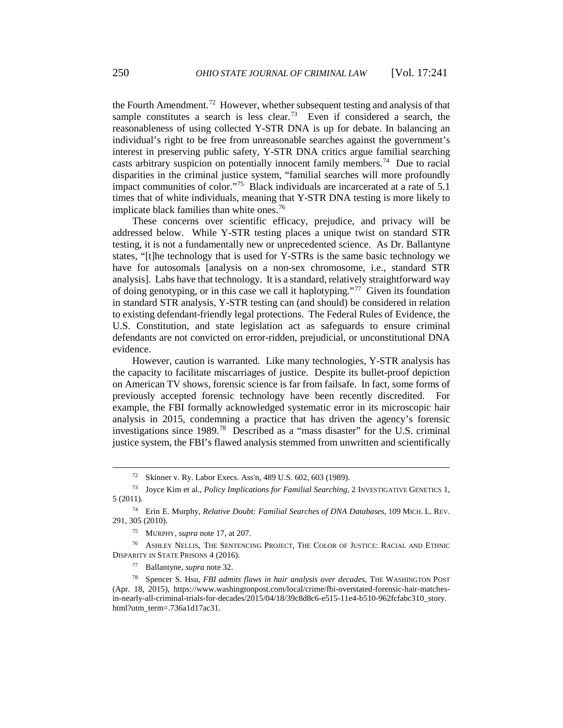the Fourth Amendment.[72] However, whether subsequent testing and analysis of that sample constitutes a search is less clear.[73] Even if considered a search, the reasonableness of using collected Y-STR DNA is up for debate. In balancing an individual's right to be free from unreasonable searches against the government's interest in preserving public safety, Y-STR DNA critics argue familial searching casts arbitrary suspicion on potentially innocent family members.[74] Due to racial disparities in the criminal justice system, "familial searches will more profoundly impact communities of color."[75] Black individuals are incarcerated at a rate of 5.1 times that of white individuals, meaning that Y-STR DNA testing is more likely to implicate black families than white ones.[76]

These concerns over scientific efficacy, prejudice, and privacy will be addressed below. While Y-STR testing places a unique twist on standard STR testing, it is not a fundamentally new or unprecedented science. As Dr. Ballantyne states, "[t]he technology that is used for Y-STRs is the same basic technology we have for autosomals [analysis on a non-sex chromosome, i.e., standard STR analysis]. Labs have that technology. It is a standard, relatively straightforward way of doing genotyping, or in this case we call it haplotyping."[77] Given its foundation in standard STR analysis, Y-STR testing can (and should) be considered in relation to existing defendant-friendly legal protections. The Federal Rules of Evidence, the U.S. Constitution, and state legislation act as safeguards to ensure criminal defendants are not convicted on error-ridden, prejudicial, or unconstitutional DNA evidence.

However, caution is warranted. Like many technologies, Y-STR analysis has the capacity to facilitate miscarriages of justice. Despite its bullet-proof depiction on American TV shows, forensic science is far from failsafe. In fact, some forms of previously accepted forensic technology have been recently discredited. For example, the FBI formally acknowledged systematic error in its microscopic hair analysis in 2015, condemning a practice that has driven the agency's forensic investigations since 1989.[78] Described as a "mass disaster" for the U.S. criminal justice system, the FBI's flawed analysis stemmed from unwritten and scientifically

---

[72] Skinner v. Ry. Labor Execs. Ass'n, 489 U.S. 602, 603 (1989).

[73] Joyce Kim et al., *Policy Implications for Familial Searching*, 2 INVESTIGATIVE GENETICS 1, 5 (2011).

[74] Erin E. Murphy, *Relative Doubt: Familial Searches of DNA Databases*, 109 MICH. L. REV. 291, 305 (2010).

[75] MURPHY, *supra* note 17, at 207.

[76] ASHLEY NELLIS, THE SENTENCING PROJECT, THE COLOR OF JUSTICE: RACIAL AND ETHNIC DISPARITY IN STATE PRISONS 4 (2016).

[77] Ballantyne, *supra* note 32.

[78] Spencer S. Hsu, *FBI admits flaws in hair analysis over decades*, THE WASHINGTON POST (Apr. 18, 2015), https://www.washingtonpost.com/local/crime/fbi-overstated-forensic-hair-matches-in-nearly-all-criminal-trials-for-decades/2015/04/18/39c8d8c6-e515-11e4-b510-962fcfabc310_story.html?utm_term=.736a1d17ac31.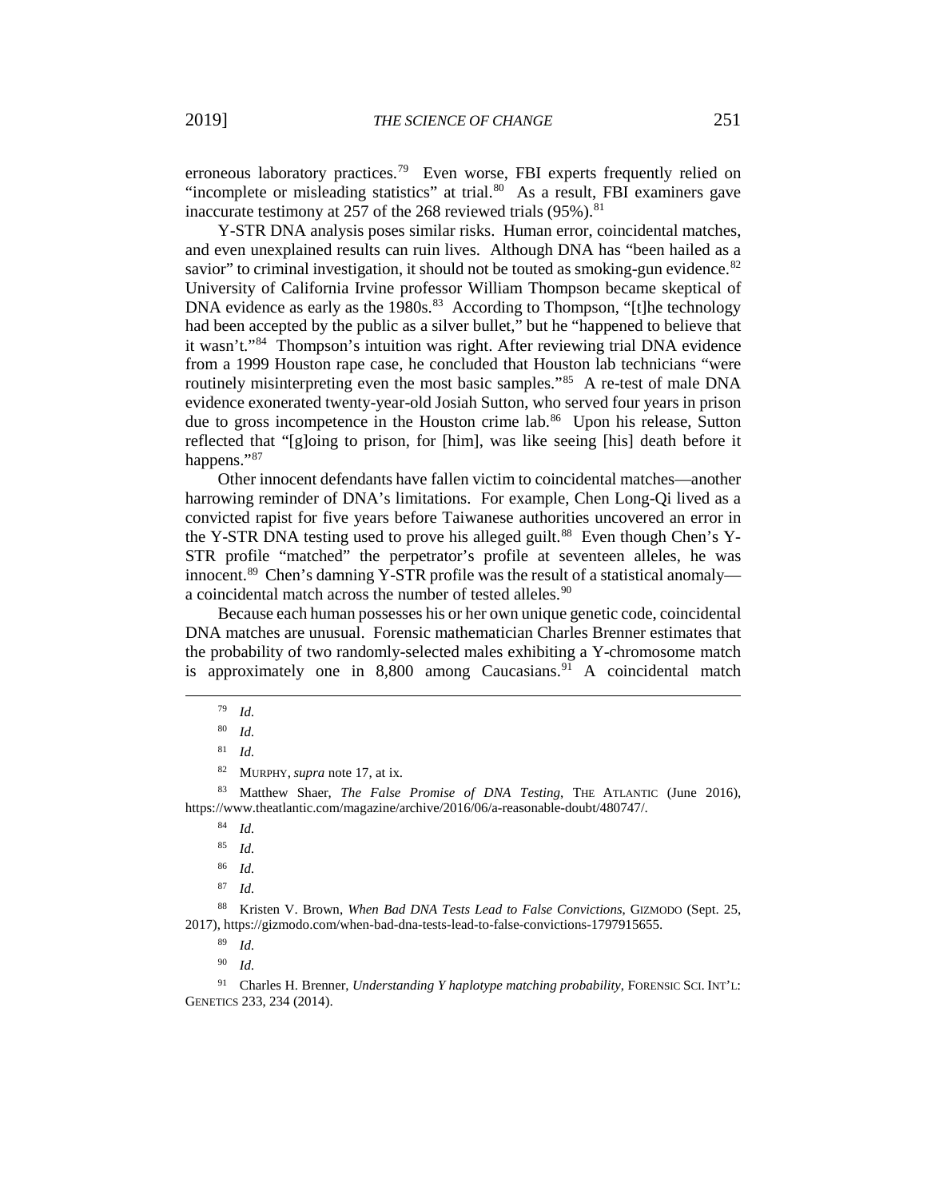erroneous laboratory practices.[79] Even worse, FBI experts frequently relied on "incomplete or misleading statistics" at trial.[80] As a result, FBI examiners gave inaccurate testimony at 257 of the 268 reviewed trials (95%).[81]

Y-STR DNA analysis poses similar risks. Human error, coincidental matches, and even unexplained results can ruin lives. Although DNA has "been hailed as a savior" to criminal investigation, it should not be touted as smoking-gun evidence.[82] University of California Irvine professor William Thompson became skeptical of DNA evidence as early as the 1980s.[83] According to Thompson, "[t]he technology had been accepted by the public as a silver bullet," but he "happened to believe that it wasn't."[84] Thompson's intuition was right. After reviewing trial DNA evidence from a 1999 Houston rape case, he concluded that Houston lab technicians "were routinely misinterpreting even the most basic samples."[85] A re-test of male DNA evidence exonerated twenty-year-old Josiah Sutton, who served four years in prison due to gross incompetence in the Houston crime lab.[86] Upon his release, Sutton reflected that "[g]oing to prison, for [him], was like seeing [his] death before it happens."[87]

Other innocent defendants have fallen victim to coincidental matches—another harrowing reminder of DNA's limitations. For example, Chen Long-Qi lived as a convicted rapist for five years before Taiwanese authorities uncovered an error in the Y-STR DNA testing used to prove his alleged guilt.[88] Even though Chen's Y-STR profile "matched" the perpetrator's profile at seventeen alleles, he was innocent.[89] Chen's damning Y-STR profile was the result of a statistical anomaly—a coincidental match across the number of tested alleles.[90]

Because each human possesses his or her own unique genetic code, coincidental DNA matches are unusual. Forensic mathematician Charles Brenner estimates that the probability of two randomly-selected males exhibiting a Y-chromosome match is approximately one in 8,800 among Caucasians.[91] A coincidental match

---

[79] *Id.*

[80] *Id.*

[81] *Id.*

[82] MURPHY, *supra* note 17, at ix.

[83] Matthew Shaer, *The False Promise of DNA Testing*, THE ATLANTIC (June 2016), https://www.theatlantic.com/magazine/archive/2016/06/a-reasonable-doubt/480747/.

[84] *Id.*

[85] *Id.*

[86] *Id.*

[87] *Id.*

[88] Kristen V. Brown, *When Bad DNA Tests Lead to False Convictions*, GIZMODO (Sept. 25, 2017), https://gizmodo.com/when-bad-dna-tests-lead-to-false-convictions-1797915655.

[89] *Id.*

[90] *Id.*

[91] Charles H. Brenner, *Understanding Y haplotype matching probability*, FORENSIC SCI. INT'L: GENETICS 233, 234 (2014).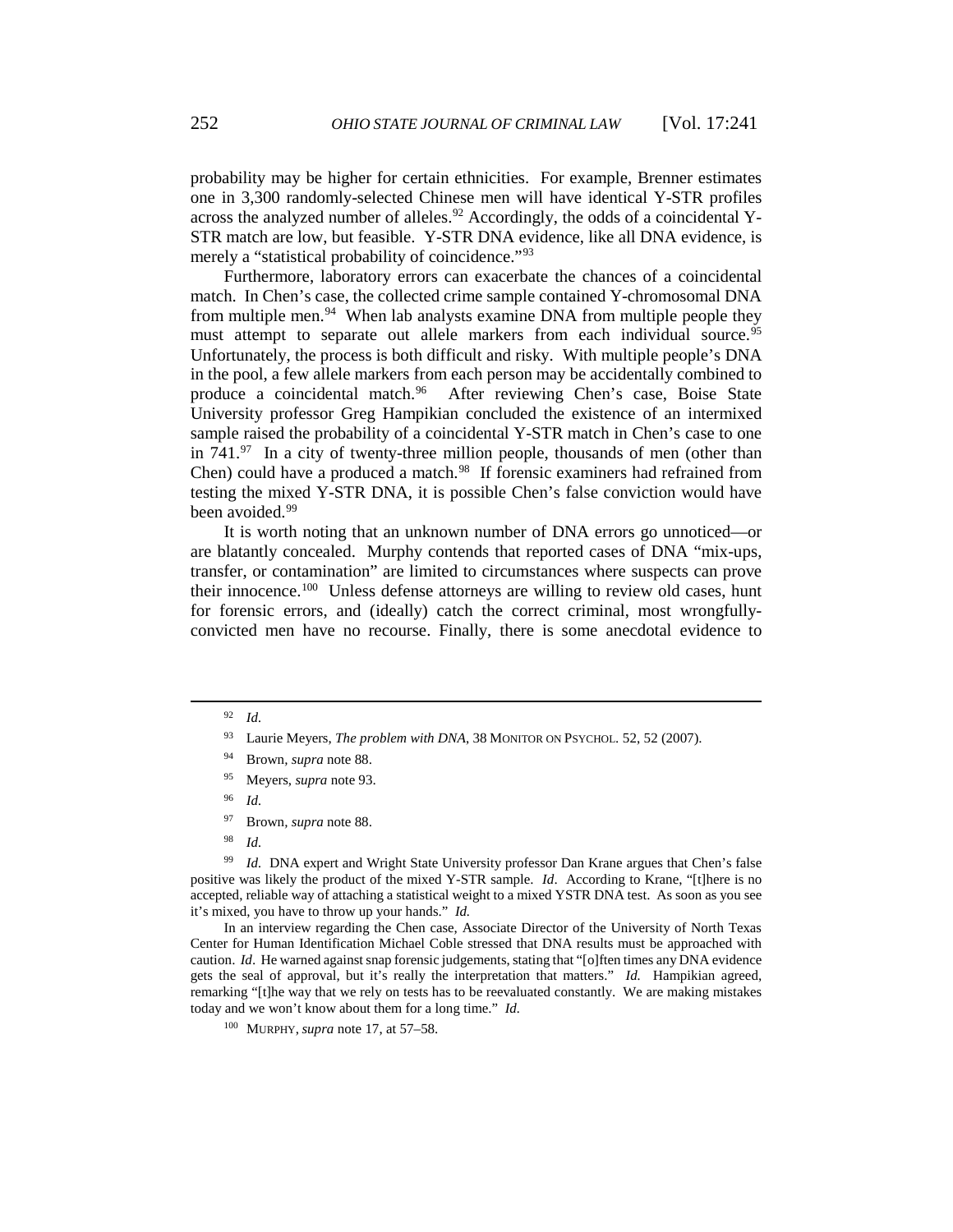probability may be higher for certain ethnicities. For example, Brenner estimates one in 3,300 randomly-selected Chinese men will have identical Y-STR profiles across the analyzed number of alleles.[92] Accordingly, the odds of a coincidental Y-STR match are low, but feasible. Y-STR DNA evidence, like all DNA evidence, is merely a "statistical probability of coincidence."[93]

Furthermore, laboratory errors can exacerbate the chances of a coincidental match. In Chen's case, the collected crime sample contained Y-chromosomal DNA from multiple men.[94] When lab analysts examine DNA from multiple people they must attempt to separate out allele markers from each individual source.[95] Unfortunately, the process is both difficult and risky. With multiple people's DNA in the pool, a few allele markers from each person may be accidentally combined to produce a coincidental match.[96] After reviewing Chen's case, Boise State University professor Greg Hampikian concluded the existence of an intermixed sample raised the probability of a coincidental Y-STR match in Chen's case to one in 741.[97] In a city of twenty-three million people, thousands of men (other than Chen) could have a produced a match.[98] If forensic examiners had refrained from testing the mixed Y-STR DNA, it is possible Chen's false conviction would have been avoided.[99]

It is worth noting that an unknown number of DNA errors go unnoticed—or are blatantly concealed. Murphy contends that reported cases of DNA "mix-ups, transfer, or contamination" are limited to circumstances where suspects can prove their innocence.[100] Unless defense attorneys are willing to review old cases, hunt for forensic errors, and (ideally) catch the correct criminal, most wrongfully-convicted men have no recourse. Finally, there is some anecdotal evidence to

---

[92] *Id.*

[93] Laurie Meyers, *The problem with DNA*, 38 MONITOR ON PSYCHOL. 52, 52 (2007).

[94] Brown, *supra* note 88.

[95] Meyers, *supra* note 93.

[96] *Id.*

[97] Brown, *supra* note 88.

[98] *Id.*

[99] *Id.* DNA expert and Wright State University professor Dan Krane argues that Chen's false positive was likely the product of the mixed Y-STR sample. *Id*. According to Krane, "[t]here is no accepted, reliable way of attaching a statistical weight to a mixed YSTR DNA test. As soon as you see it's mixed, you have to throw up your hands." *Id.*

In an interview regarding the Chen case, Associate Director of the University of North Texas Center for Human Identification Michael Coble stressed that DNA results must be approached with caution. *Id*. He warned against snap forensic judgements, stating that "[o]ften times any DNA evidence gets the seal of approval, but it's really the interpretation that matters." *Id.* Hampikian agreed, remarking "[t]he way that we rely on tests has to be reevaluated constantly. We are making mistakes today and we won't know about them for a long time." *Id.*

[100] MURPHY, *supra* note 17, at 57–58.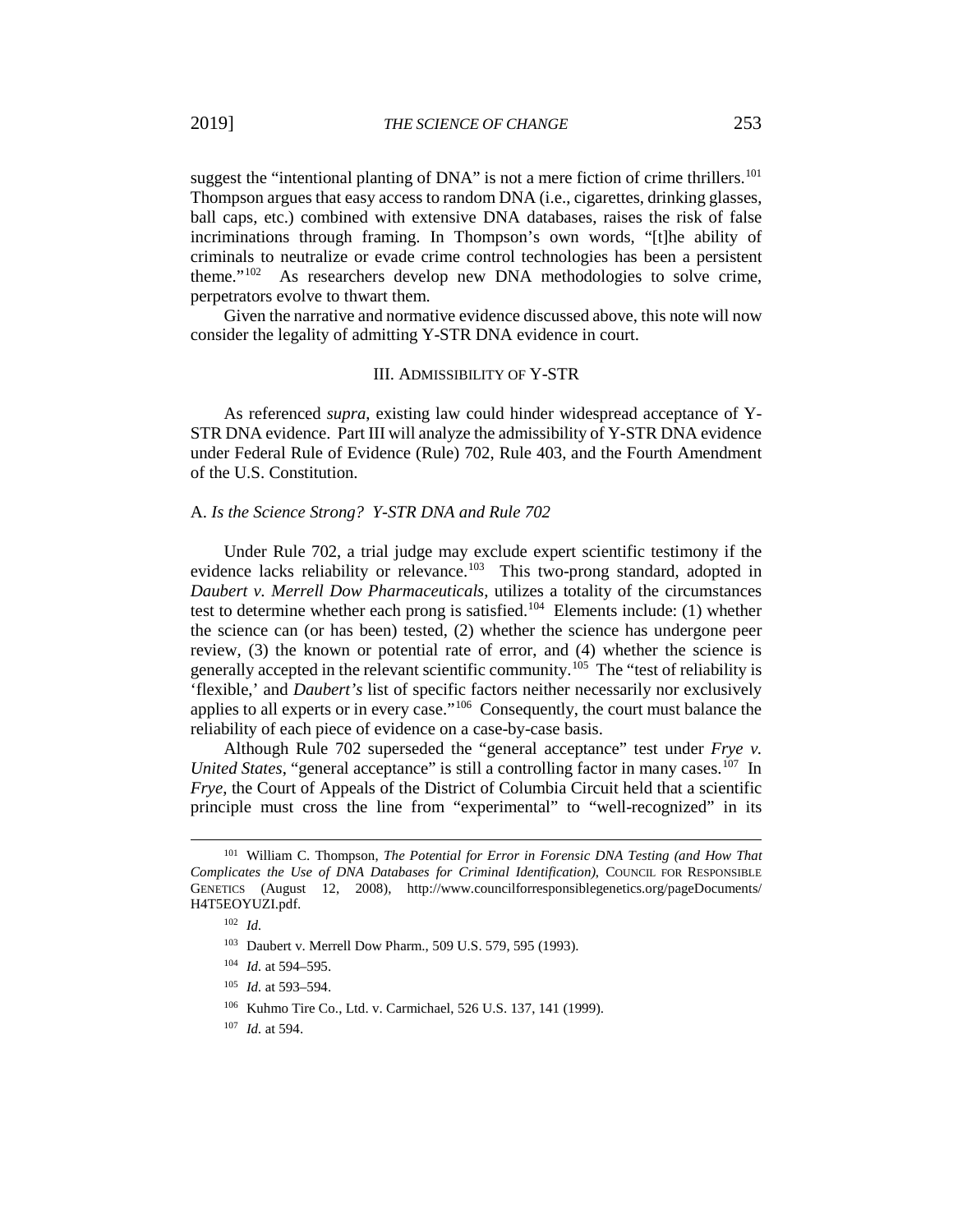suggest the "intentional planting of DNA" is not a mere fiction of crime thrillers.[101] Thompson argues that easy access to random DNA (i.e., cigarettes, drinking glasses, ball caps, etc.) combined with extensive DNA databases, raises the risk of false incriminations through framing. In Thompson's own words, "[t]he ability of criminals to neutralize or evade crime control technologies has been a persistent theme."[102] As researchers develop new DNA methodologies to solve crime, perpetrators evolve to thwart them.

Given the narrative and normative evidence discussed above, this note will now consider the legality of admitting Y-STR DNA evidence in court.

## III. Admissibility of Y-STR

As referenced *supra*, existing law could hinder widespread acceptance of Y-STR DNA evidence. Part III will analyze the admissibility of Y-STR DNA evidence under Federal Rule of Evidence (Rule) 702, Rule 403, and the Fourth Amendment of the U.S. Constitution.

### A. *Is the Science Strong? Y-STR DNA and Rule 702*

Under Rule 702, a trial judge may exclude expert scientific testimony if the evidence lacks reliability or relevance.[103] This two-prong standard, adopted in *Daubert v. Merrell Dow Pharmaceuticals*, utilizes a totality of the circumstances test to determine whether each prong is satisfied.[104] Elements include: (1) whether the science can (or has been) tested, (2) whether the science has undergone peer review, (3) the known or potential rate of error, and (4) whether the science is generally accepted in the relevant scientific community.[105] The "test of reliability is 'flexible,' and *Daubert's* list of specific factors neither necessarily nor exclusively applies to all experts or in every case."[106] Consequently, the court must balance the reliability of each piece of evidence on a case-by-case basis.

Although Rule 702 superseded the "general acceptance" test under *Frye v. United States*, "general acceptance" is still a controlling factor in many cases.[107] In *Frye*, the Court of Appeals of the District of Columbia Circuit held that a scientific principle must cross the line from "experimental" to "well-recognized" in its

---

[101] William C. Thompson, *The Potential for Error in Forensic DNA Testing (and How That Complicates the Use of DNA Databases for Criminal Identification)*, Council for Responsible Genetics (August 12, 2008), http://www.councilforresponsiblegenetics.org/pageDocuments/H4T5EOYUZI.pdf.

[102] *Id.*

[103] Daubert v. Merrell Dow Pharm., 509 U.S. 579, 595 (1993).

[104] *Id.* at 594–595.

[105] *Id.* at 593–594.

[106] Kuhmo Tire Co., Ltd. v. Carmichael, 526 U.S. 137, 141 (1999).

[107] *Id.* at 594.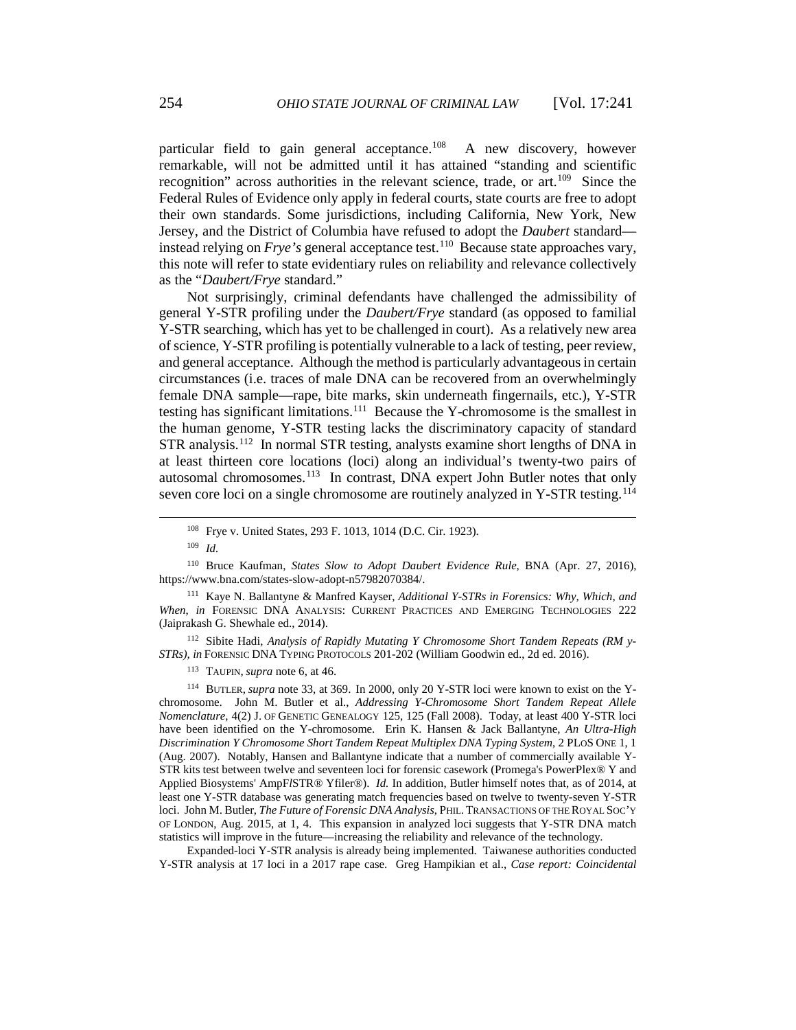particular field to gain general acceptance.[108] A new discovery, however remarkable, will not be admitted until it has attained "standing and scientific recognition" across authorities in the relevant science, trade, or art.[109] Since the Federal Rules of Evidence only apply in federal courts, state courts are free to adopt their own standards. Some jurisdictions, including California, New York, New Jersey, and the District of Columbia have refused to adopt the *Daubert* standard—instead relying on *Frye's* general acceptance test.[110] Because state approaches vary, this note will refer to state evidentiary rules on reliability and relevance collectively as the "*Daubert/Frye* standard."

Not surprisingly, criminal defendants have challenged the admissibility of general Y-STR profiling under the *Daubert/Frye* standard (as opposed to familial Y-STR searching, which has yet to be challenged in court). As a relatively new area of science, Y-STR profiling is potentially vulnerable to a lack of testing, peer review, and general acceptance. Although the method is particularly advantageous in certain circumstances (i.e. traces of male DNA can be recovered from an overwhelmingly female DNA sample—rape, bite marks, skin underneath fingernails, etc.), Y-STR testing has significant limitations.[111] Because the Y-chromosome is the smallest in the human genome, Y-STR testing lacks the discriminatory capacity of standard STR analysis.[112] In normal STR testing, analysts examine short lengths of DNA in at least thirteen core locations (loci) along an individual's twenty-two pairs of autosomal chromosomes.[113] In contrast, DNA expert John Butler notes that only seven core loci on a single chromosome are routinely analyzed in Y-STR testing.[114]

---

[108] Frye v. United States, 293 F. 1013, 1014 (D.C. Cir. 1923).

[109] *Id.*

[110] Bruce Kaufman, *States Slow to Adopt Daubert Evidence Rule*, BNA (Apr. 27, 2016), https://www.bna.com/states-slow-adopt-n57982070384/.

[111] Kaye N. Ballantyne & Manfred Kayser, *Additional Y-STRs in Forensics: Why, Which, and When*, *in* FORENSIC DNA ANALYSIS: CURRENT PRACTICES AND EMERGING TECHNOLOGIES 222 (Jaiprakash G. Shewhale ed., 2014).

[112] Sibite Hadi, *Analysis of Rapidly Mutating Y Chromosome Short Tandem Repeats (RM y-STRs)*, *in* FORENSIC DNA TYPING PROTOCOLS 201-202 (William Goodwin ed., 2d ed. 2016).

[113] TAUPIN, *supra* note 6, at 46.

[114] BUTLER, *supra* note 33, at 369. In 2000, only 20 Y-STR loci were known to exist on the Y-chromosome. John M. Butler et al., *Addressing Y-Chromosome Short Tandem Repeat Allele Nomenclature*, 4(2) J. OF GENETIC GENEALOGY 125, 125 (Fall 2008). Today, at least 400 Y-STR loci have been identified on the Y-chromosome. Erin K. Hansen & Jack Ballantyne, *An Ultra-High Discrimination Y Chromosome Short Tandem Repeat Multiplex DNA Typing System*, 2 PLOS ONE 1, 1 (Aug. 2007). Notably, Hansen and Ballantyne indicate that a number of commercially available Y-STR kits test between twelve and seventeen loci for forensic casework (Promega's PowerPlex® Y and Applied Biosystems' AmpFlSTR® Yfiler®). *Id.* In addition, Butler himself notes that, as of 2014, at least one Y-STR database was generating match frequencies based on twelve to twenty-seven Y-STR loci. John M. Butler, *The Future of Forensic DNA Analysis*, PHIL. TRANSACTIONS OF THE ROYAL SOC'Y OF LONDON, Aug. 2015, at 1, 4. This expansion in analyzed loci suggests that Y-STR DNA match statistics will improve in the future—increasing the reliability and relevance of the technology.

Expanded-loci Y-STR analysis is already being implemented. Taiwanese authorities conducted Y-STR analysis at 17 loci in a 2017 rape case. Greg Hampikian et al., *Case report: Coincidental*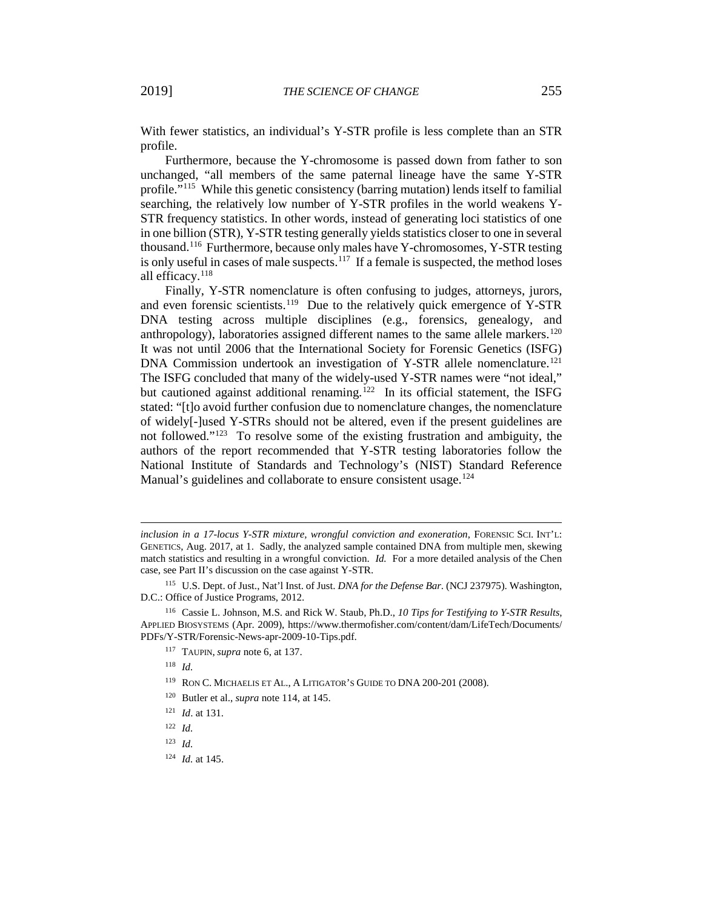With fewer statistics, an individual's Y-STR profile is less complete than an STR profile.

Furthermore, because the Y-chromosome is passed down from father to son unchanged, "all members of the same paternal lineage have the same Y-STR profile."[115] While this genetic consistency (barring mutation) lends itself to familial searching, the relatively low number of Y-STR profiles in the world weakens Y-STR frequency statistics. In other words, instead of generating loci statistics of one in one billion (STR), Y-STR testing generally yields statistics closer to one in several thousand.[116] Furthermore, because only males have Y-chromosomes, Y-STR testing is only useful in cases of male suspects.[117] If a female is suspected, the method loses all efficacy.[118]

Finally, Y-STR nomenclature is often confusing to judges, attorneys, jurors, and even forensic scientists.[119] Due to the relatively quick emergence of Y-STR DNA testing across multiple disciplines (e.g., forensics, genealogy, and anthropology), laboratories assigned different names to the same allele markers.[120] It was not until 2006 that the International Society for Forensic Genetics (ISFG) DNA Commission undertook an investigation of Y-STR allele nomenclature.[121] The ISFG concluded that many of the widely-used Y-STR names were "not ideal," but cautioned against additional renaming.[122] In its official statement, the ISFG stated: "[t]o avoid further confusion due to nomenclature changes, the nomenclature of widely[-]used Y-STRs should not be altered, even if the present guidelines are not followed."[123] To resolve some of the existing frustration and ambiguity, the authors of the report recommended that Y-STR testing laboratories follow the National Institute of Standards and Technology's (NIST) Standard Reference Manual's guidelines and collaborate to ensure consistent usage.[124]

---

*inclusion in a 17-locus Y-STR mixture, wrongful conviction and exoneration*, FORENSIC SCI. INT'L: GENETICS, Aug. 2017, at 1. Sadly, the analyzed sample contained DNA from multiple men, skewing match statistics and resulting in a wrongful conviction. *Id.* For a more detailed analysis of the Chen case, see Part II's discussion on the case against Y-STR.

[115] U.S. Dept. of Just., Nat'l Inst. of Just. *DNA for the Defense Bar*. (NCJ 237975). Washington, D.C.: Office of Justice Programs, 2012.

[116] Cassie L. Johnson, M.S. and Rick W. Staub, Ph.D., *10 Tips for Testifying to Y-STR Results*, APPLIED BIOSYSTEMS (Apr. 2009), https://www.thermofisher.com/content/dam/LifeTech/Documents/PDFs/Y-STR/Forensic-News-apr-2009-10-Tips.pdf.

[117] TAUPIN, *supra* note 6, at 137.

[118] *Id.*

[119] RON C. MICHAELIS ET AL., A LITIGATOR'S GUIDE TO DNA 200-201 (2008).

[120] Butler et al., *supra* note 114, at 145.

[121] *Id*. at 131.

[122] *Id.*

[123] *Id.*

[124] *Id*. at 145.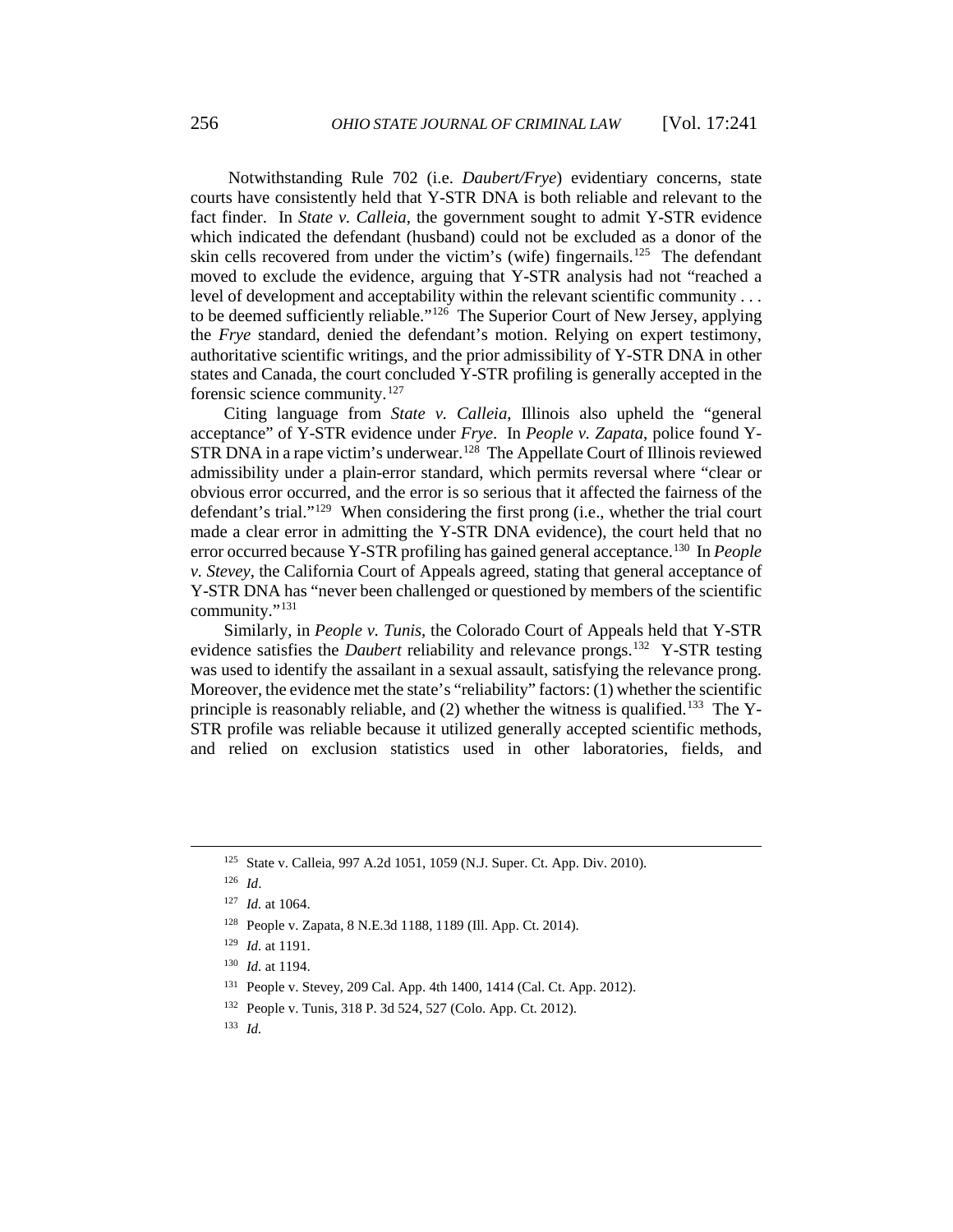Notwithstanding Rule 702 (i.e. *Daubert/Frye*) evidentiary concerns, state courts have consistently held that Y-STR DNA is both reliable and relevant to the fact finder. In *State v. Calleia*, the government sought to admit Y-STR evidence which indicated the defendant (husband) could not be excluded as a donor of the skin cells recovered from under the victim's (wife) fingernails.[125] The defendant moved to exclude the evidence, arguing that Y-STR analysis had not "reached a level of development and acceptability within the relevant scientific community . . . to be deemed sufficiently reliable."[126] The Superior Court of New Jersey, applying the *Frye* standard, denied the defendant's motion. Relying on expert testimony, authoritative scientific writings, and the prior admissibility of Y-STR DNA in other states and Canada, the court concluded Y-STR profiling is generally accepted in the forensic science community.[127]

Citing language from *State v. Calleia*, Illinois also upheld the "general acceptance" of Y-STR evidence under *Frye*. In *People v. Zapata*, police found Y-STR DNA in a rape victim's underwear.[128] The Appellate Court of Illinois reviewed admissibility under a plain-error standard, which permits reversal where "clear or obvious error occurred, and the error is so serious that it affected the fairness of the defendant's trial."[129] When considering the first prong (i.e., whether the trial court made a clear error in admitting the Y-STR DNA evidence), the court held that no error occurred because Y-STR profiling has gained general acceptance.[130] In *People v. Stevey*, the California Court of Appeals agreed, stating that general acceptance of Y-STR DNA has "never been challenged or questioned by members of the scientific community."[131]

Similarly, in *People v. Tunis*, the Colorado Court of Appeals held that Y-STR evidence satisfies the *Daubert* reliability and relevance prongs.[132] Y-STR testing was used to identify the assailant in a sexual assault, satisfying the relevance prong. Moreover, the evidence met the state's "reliability" factors: (1) whether the scientific principle is reasonably reliable, and (2) whether the witness is qualified.[133] The Y-STR profile was reliable because it utilized generally accepted scientific methods, and relied on exclusion statistics used in other laboratories, fields, and

---

[125] State v. Calleia, 997 A.2d 1051, 1059 (N.J. Super. Ct. App. Div. 2010).

[126] *Id*.

[127] *Id.* at 1064.

[128] People v. Zapata, 8 N.E.3d 1188, 1189 (Ill. App. Ct. 2014).

[129] *Id.* at 1191.

[130] *Id.* at 1194.

[131] People v. Stevey, 209 Cal. App. 4th 1400, 1414 (Cal. Ct. App. 2012).

[132] People v. Tunis, 318 P. 3d 524, 527 (Colo. App. Ct. 2012).

[133] *Id.*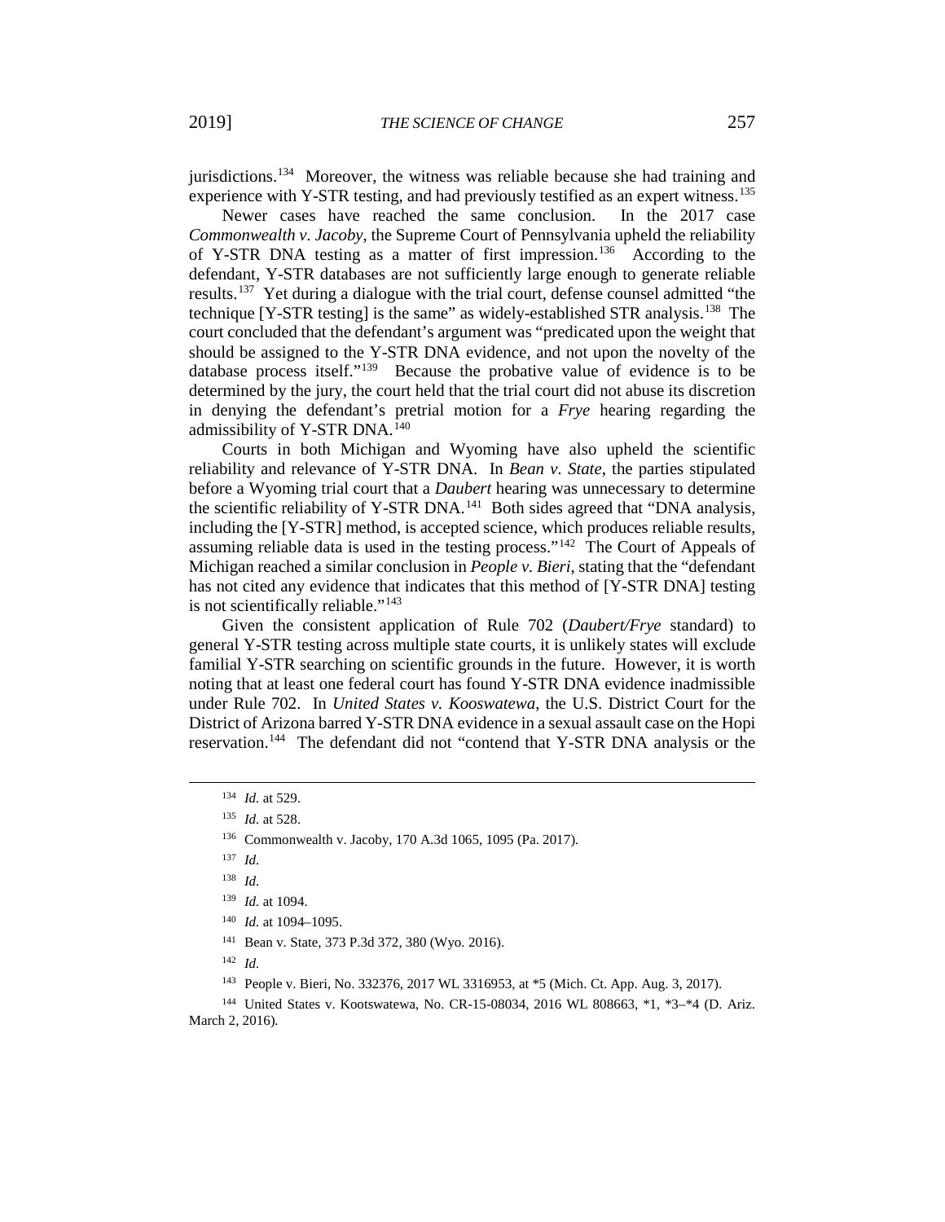jurisdictions.[134] Moreover, the witness was reliable because she had training and experience with Y-STR testing, and had previously testified as an expert witness.[135]

Newer cases have reached the same conclusion. In the 2017 case *Commonwealth v. Jacoby*, the Supreme Court of Pennsylvania upheld the reliability of Y-STR DNA testing as a matter of first impression.[136] According to the defendant, Y-STR databases are not sufficiently large enough to generate reliable results.[137] Yet during a dialogue with the trial court, defense counsel admitted "the technique [Y-STR testing] is the same" as widely-established STR analysis.[138] The court concluded that the defendant's argument was "predicated upon the weight that should be assigned to the Y-STR DNA evidence, and not upon the novelty of the database process itself."[139] Because the probative value of evidence is to be determined by the jury, the court held that the trial court did not abuse its discretion in denying the defendant's pretrial motion for a *Frye* hearing regarding the admissibility of Y-STR DNA.[140]

Courts in both Michigan and Wyoming have also upheld the scientific reliability and relevance of Y-STR DNA. In *Bean v. State*, the parties stipulated before a Wyoming trial court that a *Daubert* hearing was unnecessary to determine the scientific reliability of Y-STR DNA.[141] Both sides agreed that "DNA analysis, including the [Y-STR] method, is accepted science, which produces reliable results, assuming reliable data is used in the testing process."[142] The Court of Appeals of Michigan reached a similar conclusion in *People v. Bieri*, stating that the "defendant has not cited any evidence that indicates that this method of [Y-STR DNA] testing is not scientifically reliable."[143]

Given the consistent application of Rule 702 (*Daubert/Frye* standard) to general Y-STR testing across multiple state courts, it is unlikely states will exclude familial Y-STR searching on scientific grounds in the future. However, it is worth noting that at least one federal court has found Y-STR DNA evidence inadmissible under Rule 702. In *United States v. Kooswatewa*, the U.S. District Court for the District of Arizona barred Y-STR DNA evidence in a sexual assault case on the Hopi reservation.[144] The defendant did not "contend that Y-STR DNA analysis or the

---

[134] *Id.* at 529.

[135] *Id.* at 528.

[136] Commonwealth v. Jacoby, 170 A.3d 1065, 1095 (Pa. 2017).

[137] *Id.*

[138] *Id.*

[139] *Id.* at 1094.

[140] *Id.* at 1094–1095.

[141] Bean v. State, 373 P.3d 372, 380 (Wyo. 2016).

[142] *Id.*

[143] People v. Bieri, No. 332376, 2017 WL 3316953, at *5 (Mich. Ct. App. Aug. 3, 2017).

[144] United States v. Kootswatewa, No. CR-15-08034, 2016 WL 808663, *1, *3–*4 (D. Ariz. March 2, 2016).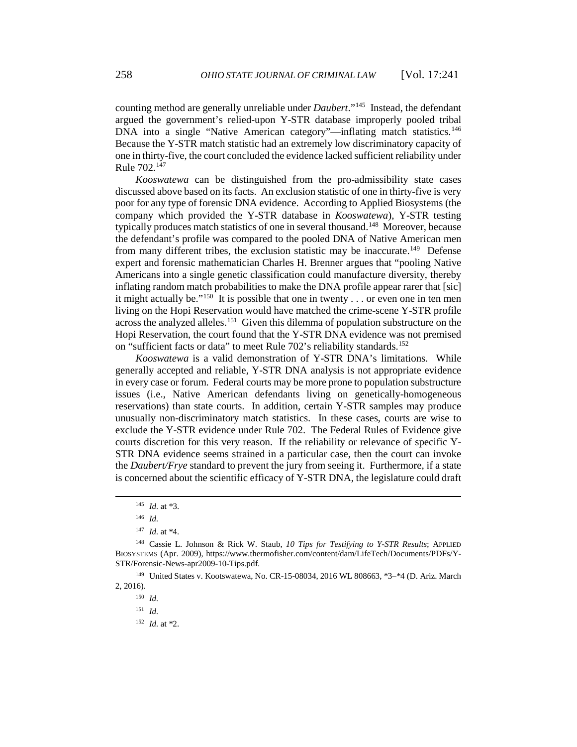counting method are generally unreliable under *Daubert*."[145] Instead, the defendant argued the government's relied-upon Y-STR database improperly pooled tribal DNA into a single "Native American category"—inflating match statistics.[146] Because the Y-STR match statistic had an extremely low discriminatory capacity of one in thirty-five, the court concluded the evidence lacked sufficient reliability under Rule 702.[147]

*Kooswatewa* can be distinguished from the pro-admissibility state cases discussed above based on its facts. An exclusion statistic of one in thirty-five is very poor for any type of forensic DNA evidence. According to Applied Biosystems (the company which provided the Y-STR database in *Kooswatewa*), Y-STR testing typically produces match statistics of one in several thousand.[148] Moreover, because the defendant's profile was compared to the pooled DNA of Native American men from many different tribes, the exclusion statistic may be inaccurate.[149] Defense expert and forensic mathematician Charles H. Brenner argues that "pooling Native Americans into a single genetic classification could manufacture diversity, thereby inflating random match probabilities to make the DNA profile appear rarer that [sic] it might actually be."[150] It is possible that one in twenty . . . or even one in ten men living on the Hopi Reservation would have matched the crime-scene Y-STR profile across the analyzed alleles.[151] Given this dilemma of population substructure on the Hopi Reservation, the court found that the Y-STR DNA evidence was not premised on "sufficient facts or data" to meet Rule 702's reliability standards.[152]

*Kooswatewa* is a valid demonstration of Y-STR DNA's limitations. While generally accepted and reliable, Y-STR DNA analysis is not appropriate evidence in every case or forum. Federal courts may be more prone to population substructure issues (i.e., Native American defendants living on genetically-homogeneous reservations) than state courts. In addition, certain Y-STR samples may produce unusually non-discriminatory match statistics. In these cases, courts are wise to exclude the Y-STR evidence under Rule 702. The Federal Rules of Evidence give courts discretion for this very reason. If the reliability or relevance of specific Y-STR DNA evidence seems strained in a particular case, then the court can invoke the *Daubert/Frye* standard to prevent the jury from seeing it. Furthermore, if a state is concerned about the scientific efficacy of Y-STR DNA, the legislature could draft

---

[145] *Id.* at *3.

[146] *Id.*

[147] *Id.* at *4.

[148] Cassie L. Johnson & Rick W. Staub, *10 Tips for Testifying to Y-STR Results*; APPLIED BIOSYSTEMS (Apr. 2009), https://www.thermofisher.com/content/dam/LifeTech/Documents/PDFs/Y-STR/Forensic-News-apr2009-10-Tips.pdf.

[149] United States v. Kootswatewa, No. CR-15-08034, 2016 WL 808663, *3–*4 (D. Ariz. March 2, 2016).

[150] *Id.*

[151] *Id.*

[152] *Id.* at *2.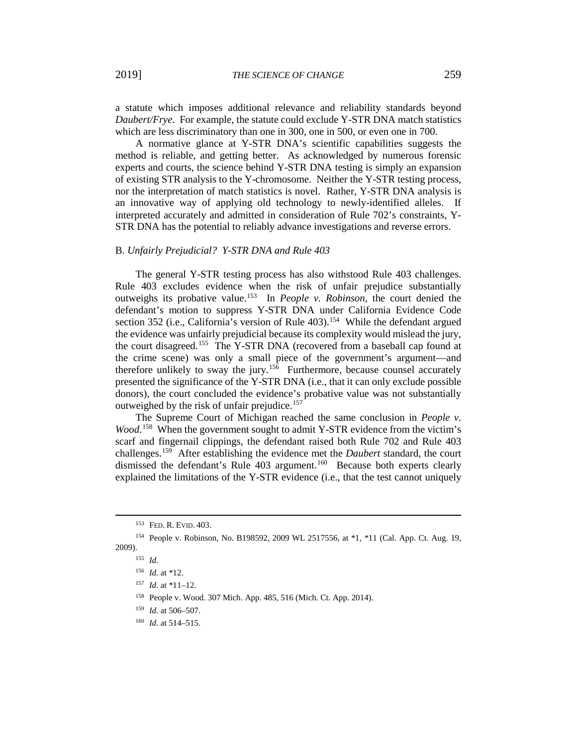a statute which imposes additional relevance and reliability standards beyond *Daubert/Frye*. For example, the statute could exclude Y-STR DNA match statistics which are less discriminatory than one in 300, one in 500, or even one in 700.

A normative glance at Y-STR DNA's scientific capabilities suggests the method is reliable, and getting better. As acknowledged by numerous forensic experts and courts, the science behind Y-STR DNA testing is simply an expansion of existing STR analysis to the Y-chromosome. Neither the Y-STR testing process, nor the interpretation of match statistics is novel. Rather, Y-STR DNA analysis is an innovative way of applying old technology to newly-identified alleles. If interpreted accurately and admitted in consideration of Rule 702's constraints, Y-STR DNA has the potential to reliably advance investigations and reverse errors.

### B. *Unfairly Prejudicial? Y-STR DNA and Rule 403*

The general Y-STR testing process has also withstood Rule 403 challenges. Rule 403 excludes evidence when the risk of unfair prejudice substantially outweighs its probative value.[153] In *People v. Robinson*, the court denied the defendant's motion to suppress Y-STR DNA under California Evidence Code section 352 (i.e., California's version of Rule 403).[154] While the defendant argued the evidence was unfairly prejudicial because its complexity would mislead the jury, the court disagreed.[155] The Y-STR DNA (recovered from a baseball cap found at the crime scene) was only a small piece of the government's argument—and therefore unlikely to sway the jury.[156] Furthermore, because counsel accurately presented the significance of the Y-STR DNA (i.e., that it can only exclude possible donors), the court concluded the evidence's probative value was not substantially outweighed by the risk of unfair prejudice.[157]

The Supreme Court of Michigan reached the same conclusion in *People v. Wood*.[158] When the government sought to admit Y-STR evidence from the victim's scarf and fingernail clippings, the defendant raised both Rule 702 and Rule 403 challenges.[159] After establishing the evidence met the *Daubert* standard, the court dismissed the defendant's Rule 403 argument.[160] Because both experts clearly explained the limitations of the Y-STR evidence (i.e., that the test cannot uniquely

---

[153] FED. R. EVID. 403.

[154] People v. Robinson, No. B198592, 2009 WL 2517556, at *1, *11 (Cal. App. Ct. Aug. 19, 2009).

[155] *Id.*

[156] *Id.* at *12.

[157] *Id.* at *11–12.

[158] People v. Wood. 307 Mich. App. 485, 516 (Mich. Ct. App. 2014).

[159] *Id.* at 506–507.

[160] *Id.* at 514–515.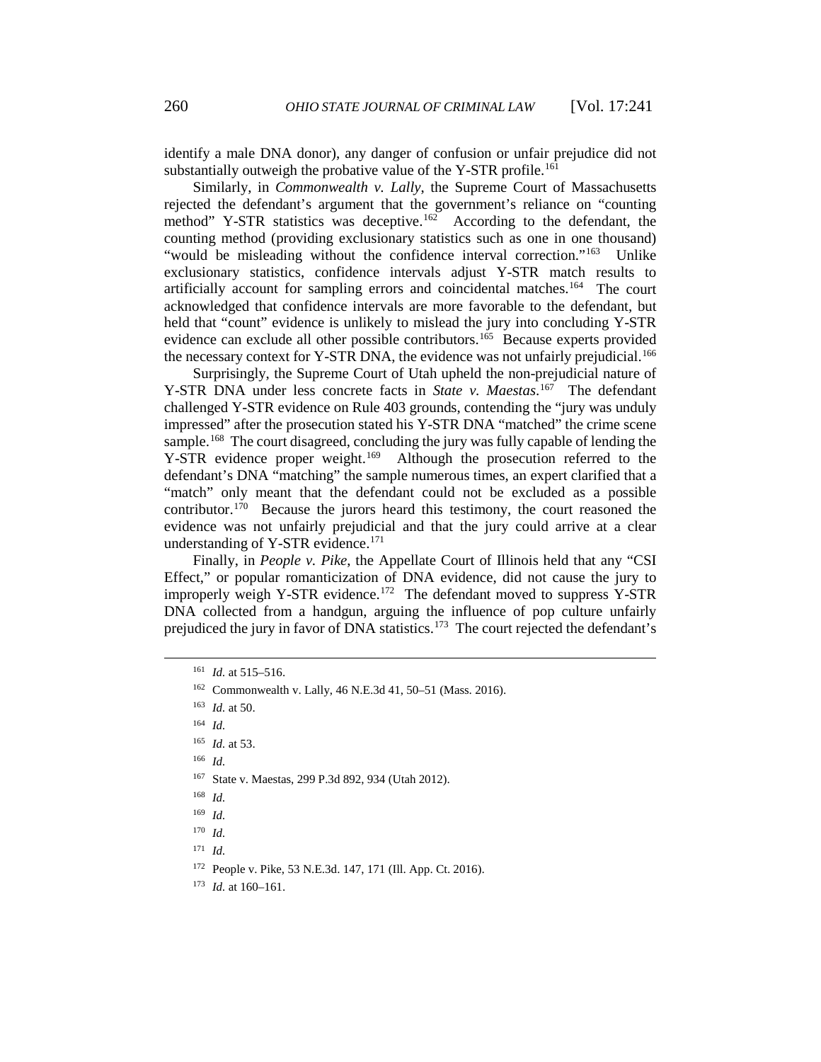identify a male DNA donor), any danger of confusion or unfair prejudice did not substantially outweigh the probative value of the Y-STR profile.[161]

Similarly, in *Commonwealth v. Lally*, the Supreme Court of Massachusetts rejected the defendant's argument that the government's reliance on "counting method" Y-STR statistics was deceptive.[162] According to the defendant, the counting method (providing exclusionary statistics such as one in one thousand) "would be misleading without the confidence interval correction."[163] Unlike exclusionary statistics, confidence intervals adjust Y-STR match results to artificially account for sampling errors and coincidental matches.[164] The court acknowledged that confidence intervals are more favorable to the defendant, but held that "count" evidence is unlikely to mislead the jury into concluding Y-STR evidence can exclude all other possible contributors.[165] Because experts provided the necessary context for Y-STR DNA, the evidence was not unfairly prejudicial.[166]

Surprisingly, the Supreme Court of Utah upheld the non-prejudicial nature of Y-STR DNA under less concrete facts in *State v. Maestas*.[167] The defendant challenged Y-STR evidence on Rule 403 grounds, contending the "jury was unduly impressed" after the prosecution stated his Y-STR DNA "matched" the crime scene sample.[168] The court disagreed, concluding the jury was fully capable of lending the Y-STR evidence proper weight.[169] Although the prosecution referred to the defendant's DNA "matching" the sample numerous times, an expert clarified that a "match" only meant that the defendant could not be excluded as a possible contributor.[170] Because the jurors heard this testimony, the court reasoned the evidence was not unfairly prejudicial and that the jury could arrive at a clear understanding of Y-STR evidence.[171]

Finally, in *People v. Pike*, the Appellate Court of Illinois held that any "CSI Effect," or popular romanticization of DNA evidence, did not cause the jury to improperly weigh Y-STR evidence.[172] The defendant moved to suppress Y-STR DNA collected from a handgun, arguing the influence of pop culture unfairly prejudiced the jury in favor of DNA statistics.[173] The court rejected the defendant's

---

[161] *Id.* at 515–516.

[162] Commonwealth v. Lally, 46 N.E.3d 41, 50–51 (Mass. 2016).

[163] *Id.* at 50.

[164] *Id.*

[165] *Id.* at 53.

[166] *Id.*

[167] State v. Maestas, 299 P.3d 892, 934 (Utah 2012).

[168] *Id.*

[169] *Id.*

[170] *Id.*

[171] *Id.*

[172] People v. Pike, 53 N.E.3d. 147, 171 (Ill. App. Ct. 2016).

[173] *Id.* at 160–161.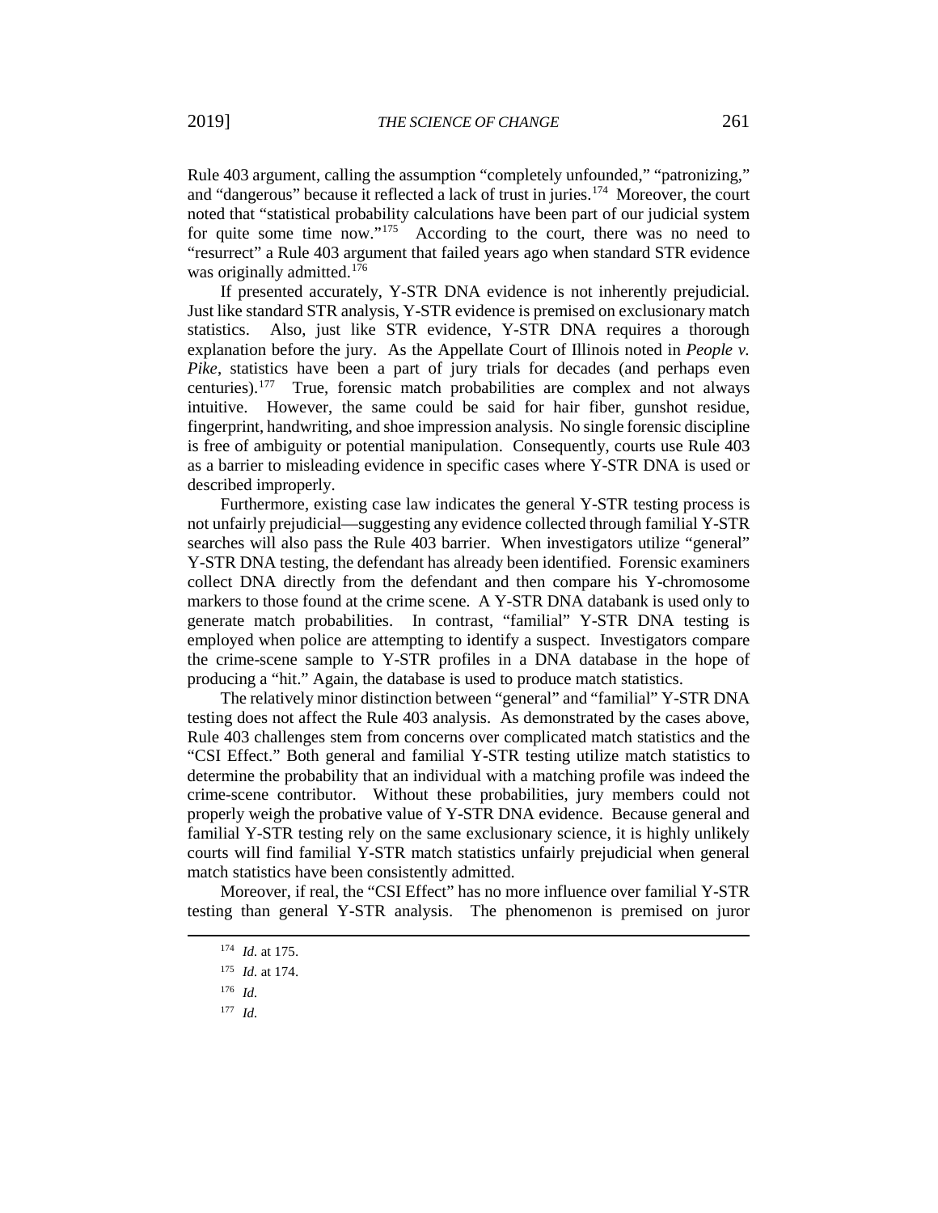Rule 403 argument, calling the assumption "completely unfounded," "patronizing," and "dangerous" because it reflected a lack of trust in juries.[174] Moreover, the court noted that "statistical probability calculations have been part of our judicial system for quite some time now."[175] According to the court, there was no need to "resurrect" a Rule 403 argument that failed years ago when standard STR evidence was originally admitted.[176]

If presented accurately, Y-STR DNA evidence is not inherently prejudicial. Just like standard STR analysis, Y-STR evidence is premised on exclusionary match statistics. Also, just like STR evidence, Y-STR DNA requires a thorough explanation before the jury. As the Appellate Court of Illinois noted in *People v. Pike*, statistics have been a part of jury trials for decades (and perhaps even centuries).[177] True, forensic match probabilities are complex and not always intuitive. However, the same could be said for hair fiber, gunshot residue, fingerprint, handwriting, and shoe impression analysis. No single forensic discipline is free of ambiguity or potential manipulation. Consequently, courts use Rule 403 as a barrier to misleading evidence in specific cases where Y-STR DNA is used or described improperly.

Furthermore, existing case law indicates the general Y-STR testing process is not unfairly prejudicial—suggesting any evidence collected through familial Y-STR searches will also pass the Rule 403 barrier. When investigators utilize "general" Y-STR DNA testing, the defendant has already been identified. Forensic examiners collect DNA directly from the defendant and then compare his Y-chromosome markers to those found at the crime scene. A Y-STR DNA databank is used only to generate match probabilities. In contrast, "familial" Y-STR DNA testing is employed when police are attempting to identify a suspect. Investigators compare the crime-scene sample to Y-STR profiles in a DNA database in the hope of producing a "hit." Again, the database is used to produce match statistics.

The relatively minor distinction between "general" and "familial" Y-STR DNA testing does not affect the Rule 403 analysis. As demonstrated by the cases above, Rule 403 challenges stem from concerns over complicated match statistics and the "CSI Effect." Both general and familial Y-STR testing utilize match statistics to determine the probability that an individual with a matching profile was indeed the crime-scene contributor. Without these probabilities, jury members could not properly weigh the probative value of Y-STR DNA evidence. Because general and familial Y-STR testing rely on the same exclusionary science, it is highly unlikely courts will find familial Y-STR match statistics unfairly prejudicial when general match statistics have been consistently admitted.

Moreover, if real, the "CSI Effect" has no more influence over familial Y-STR testing than general Y-STR analysis. The phenomenon is premised on juror

---

[174] *Id.* at 175.

[175] *Id.* at 174.

[176] *Id.*

[177] *Id.*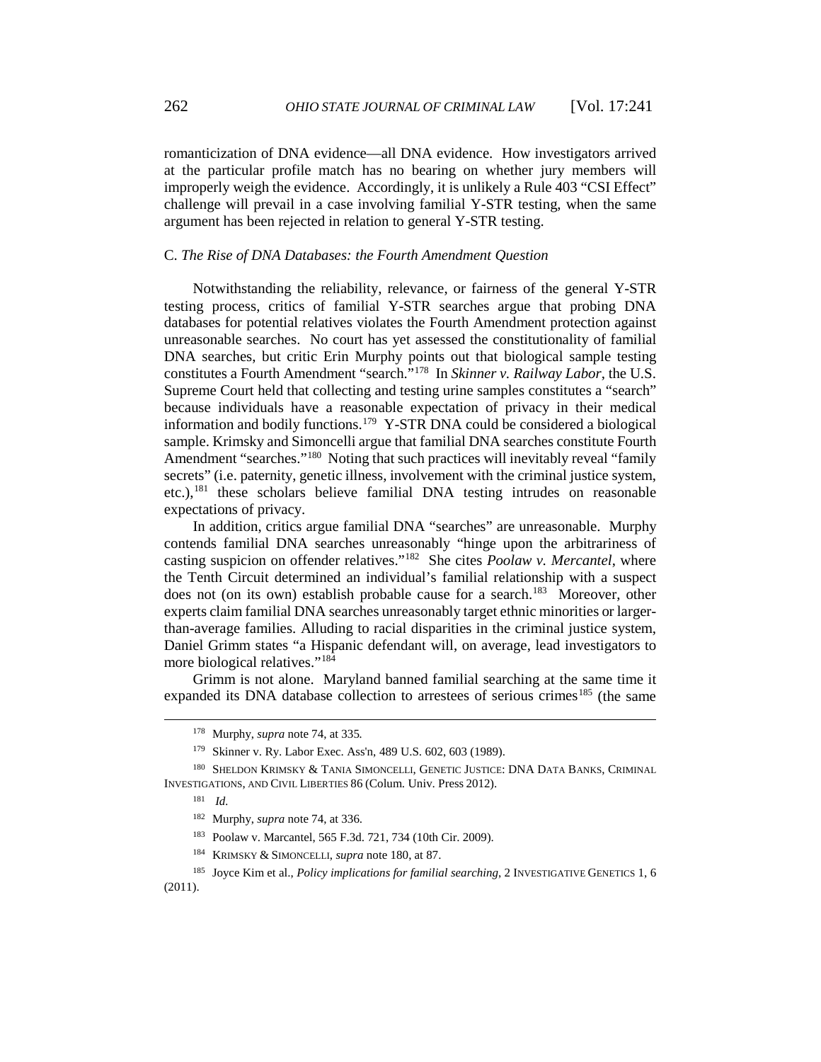romanticization of DNA evidence—all DNA evidence. How investigators arrived at the particular profile match has no bearing on whether jury members will improperly weigh the evidence. Accordingly, it is unlikely a Rule 403 "CSI Effect" challenge will prevail in a case involving familial Y-STR testing, when the same argument has been rejected in relation to general Y-STR testing.

### C. *The Rise of DNA Databases: the Fourth Amendment Question*

Notwithstanding the reliability, relevance, or fairness of the general Y-STR testing process, critics of familial Y-STR searches argue that probing DNA databases for potential relatives violates the Fourth Amendment protection against unreasonable searches. No court has yet assessed the constitutionality of familial DNA searches, but critic Erin Murphy points out that biological sample testing constitutes a Fourth Amendment "search."[178] In *Skinner v. Railway Labor*, the U.S. Supreme Court held that collecting and testing urine samples constitutes a "search" because individuals have a reasonable expectation of privacy in their medical information and bodily functions.[179] Y-STR DNA could be considered a biological sample. Krimsky and Simoncelli argue that familial DNA searches constitute Fourth Amendment "searches."[180] Noting that such practices will inevitably reveal "family secrets" (i.e. paternity, genetic illness, involvement with the criminal justice system, etc.),[181] these scholars believe familial DNA testing intrudes on reasonable expectations of privacy.

In addition, critics argue familial DNA "searches" are unreasonable. Murphy contends familial DNA searches unreasonably "hinge upon the arbitrariness of casting suspicion on offender relatives."[182] She cites *Poolaw v. Mercantel*, where the Tenth Circuit determined an individual's familial relationship with a suspect does not (on its own) establish probable cause for a search.[183] Moreover, other experts claim familial DNA searches unreasonably target ethnic minorities or larger-than-average families. Alluding to racial disparities in the criminal justice system, Daniel Grimm states "a Hispanic defendant will, on average, lead investigators to more biological relatives."[184]

Grimm is not alone. Maryland banned familial searching at the same time it expanded its DNA database collection to arrestees of serious crimes[185] (the same

---

[178] Murphy, *supra* note 74, at 335.

[179] Skinner v. Ry. Labor Exec. Ass'n, 489 U.S. 602, 603 (1989).

[180] SHELDON KRIMSKY & TANIA SIMONCELLI, GENETIC JUSTICE: DNA DATA BANKS, CRIMINAL INVESTIGATIONS, AND CIVIL LIBERTIES 86 (Colum. Univ. Press 2012).

[181] *Id.*

[182] Murphy, *supra* note 74, at 336.

[183] Poolaw v. Marcantel, 565 F.3d. 721, 734 (10th Cir. 2009).

[184] KRIMSKY & SIMONCELLI, *supra* note 180, at 87.

[185] Joyce Kim et al., *Policy implications for familial searching*, 2 INVESTIGATIVE GENETICS 1, 6 (2011).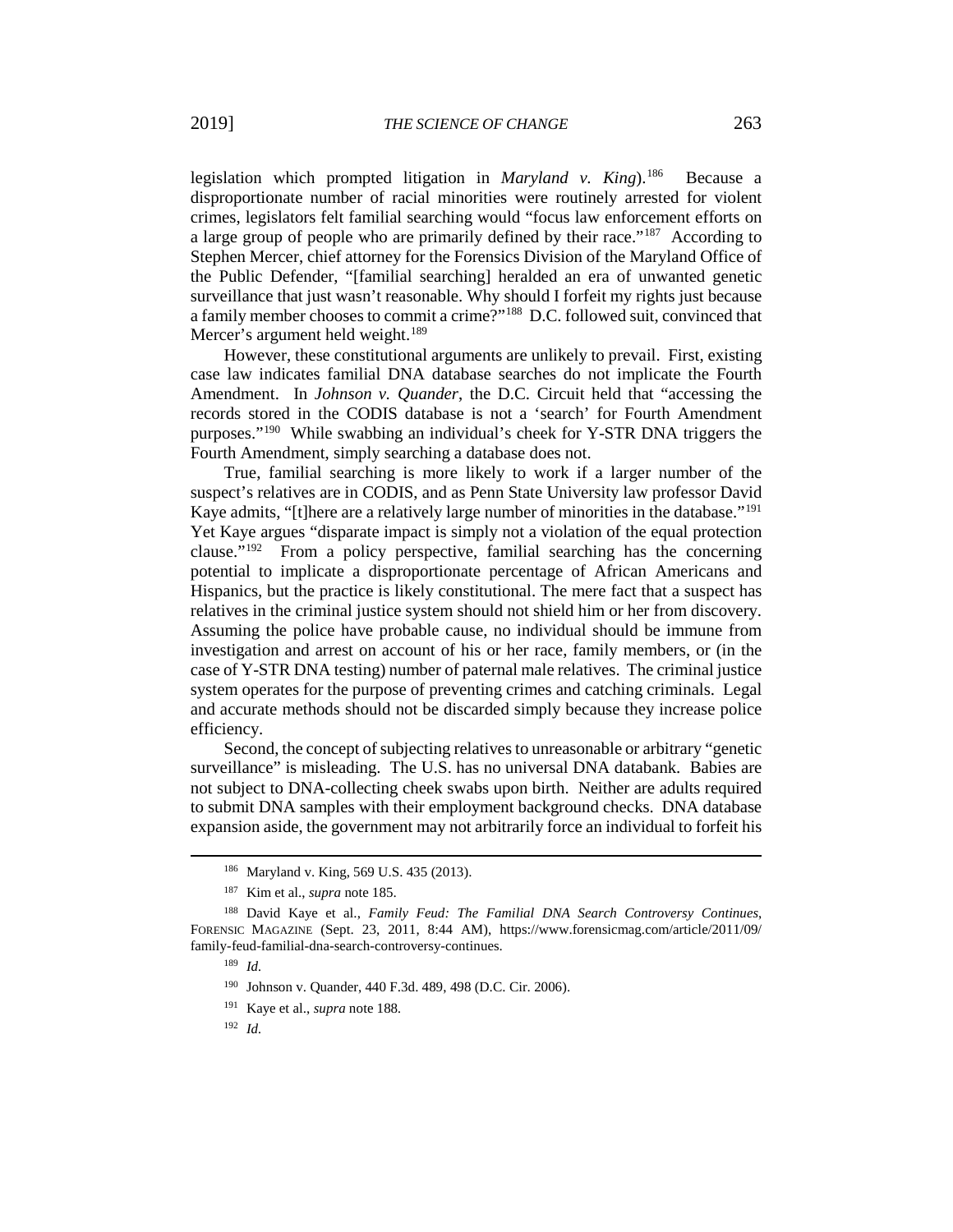legislation which prompted litigation in *Maryland v. King*).[186] Because a disproportionate number of racial minorities were routinely arrested for violent crimes, legislators felt familial searching would "focus law enforcement efforts on a large group of people who are primarily defined by their race."[187] According to Stephen Mercer, chief attorney for the Forensics Division of the Maryland Office of the Public Defender, "[familial searching] heralded an era of unwanted genetic surveillance that just wasn't reasonable. Why should I forfeit my rights just because a family member chooses to commit a crime?"[188] D.C. followed suit, convinced that Mercer's argument held weight.[189]

However, these constitutional arguments are unlikely to prevail. First, existing case law indicates familial DNA database searches do not implicate the Fourth Amendment. In *Johnson v. Quander*, the D.C. Circuit held that "accessing the records stored in the CODIS database is not a 'search' for Fourth Amendment purposes."[190] While swabbing an individual's cheek for Y-STR DNA triggers the Fourth Amendment, simply searching a database does not.

True, familial searching is more likely to work if a larger number of the suspect's relatives are in CODIS, and as Penn State University law professor David Kaye admits, "[t]here are a relatively large number of minorities in the database."[191] Yet Kaye argues "disparate impact is simply not a violation of the equal protection clause."[192] From a policy perspective, familial searching has the concerning potential to implicate a disproportionate percentage of African Americans and Hispanics, but the practice is likely constitutional. The mere fact that a suspect has relatives in the criminal justice system should not shield him or her from discovery. Assuming the police have probable cause, no individual should be immune from investigation and arrest on account of his or her race, family members, or (in the case of Y-STR DNA testing) number of paternal male relatives. The criminal justice system operates for the purpose of preventing crimes and catching criminals. Legal and accurate methods should not be discarded simply because they increase police efficiency.

Second, the concept of subjecting relatives to unreasonable or arbitrary "genetic surveillance" is misleading. The U.S. has no universal DNA databank. Babies are not subject to DNA-collecting cheek swabs upon birth. Neither are adults required to submit DNA samples with their employment background checks. DNA database expansion aside, the government may not arbitrarily force an individual to forfeit his

---

[186] Maryland v. King, 569 U.S. 435 (2013).

[187] Kim et al., *supra* note 185.

[188] David Kaye et al., *Family Feud: The Familial DNA Search Controversy Continues*, FORENSIC MAGAZINE (Sept. 23, 2011, 8:44 AM), https://www.forensicmag.com/article/2011/09/family-feud-familial-dna-search-controversy-continues.

[189] *Id.*

[190] Johnson v. Quander, 440 F.3d. 489, 498 (D.C. Cir. 2006).

[191] Kaye et al., *supra* note 188.

[192] *Id.*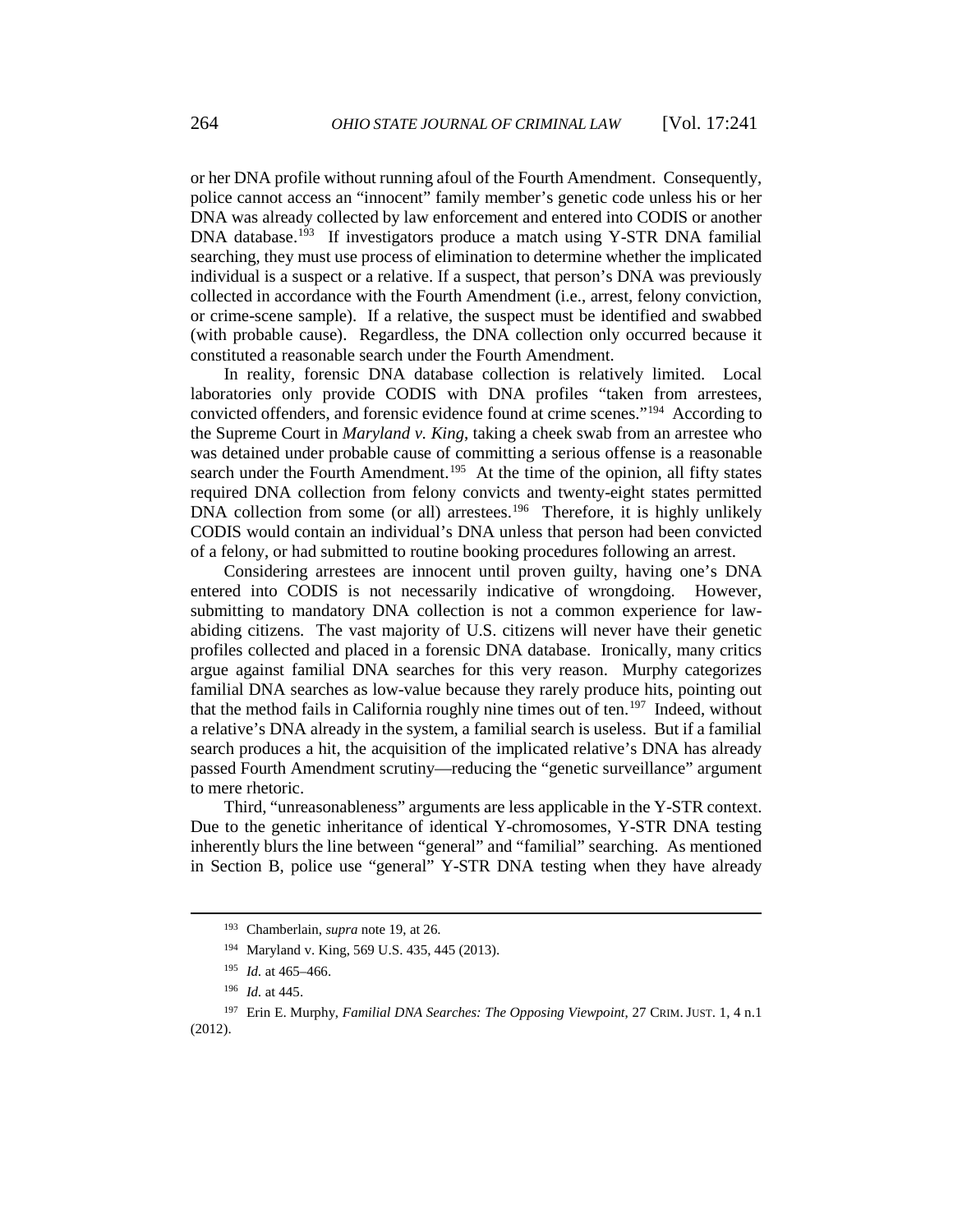or her DNA profile without running afoul of the Fourth Amendment. Consequently, police cannot access an "innocent" family member's genetic code unless his or her DNA was already collected by law enforcement and entered into CODIS or another DNA database.[193] If investigators produce a match using Y-STR DNA familial searching, they must use process of elimination to determine whether the implicated individual is a suspect or a relative. If a suspect, that person's DNA was previously collected in accordance with the Fourth Amendment (i.e., arrest, felony conviction, or crime-scene sample). If a relative, the suspect must be identified and swabbed (with probable cause). Regardless, the DNA collection only occurred because it constituted a reasonable search under the Fourth Amendment.

In reality, forensic DNA database collection is relatively limited. Local laboratories only provide CODIS with DNA profiles "taken from arrestees, convicted offenders, and forensic evidence found at crime scenes."[194] According to the Supreme Court in *Maryland v. King*, taking a cheek swab from an arrestee who was detained under probable cause of committing a serious offense is a reasonable search under the Fourth Amendment.[195] At the time of the opinion, all fifty states required DNA collection from felony convicts and twenty-eight states permitted DNA collection from some (or all) arrestees.[196] Therefore, it is highly unlikely CODIS would contain an individual's DNA unless that person had been convicted of a felony, or had submitted to routine booking procedures following an arrest.

Considering arrestees are innocent until proven guilty, having one's DNA entered into CODIS is not necessarily indicative of wrongdoing. However, submitting to mandatory DNA collection is not a common experience for law-abiding citizens. The vast majority of U.S. citizens will never have their genetic profiles collected and placed in a forensic DNA database. Ironically, many critics argue against familial DNA searches for this very reason. Murphy categorizes familial DNA searches as low-value because they rarely produce hits, pointing out that the method fails in California roughly nine times out of ten.[197] Indeed, without a relative's DNA already in the system, a familial search is useless. But if a familial search produces a hit, the acquisition of the implicated relative's DNA has already passed Fourth Amendment scrutiny—reducing the "genetic surveillance" argument to mere rhetoric.

Third, "unreasonableness" arguments are less applicable in the Y-STR context. Due to the genetic inheritance of identical Y-chromosomes, Y-STR DNA testing inherently blurs the line between "general" and "familial" searching. As mentioned in Section B, police use "general" Y-STR DNA testing when they have already

---

[193] Chamberlain, *supra* note 19, at 26.

[194] Maryland v. King, 569 U.S. 435, 445 (2013).

[195] *Id.* at 465–466.

[196] *Id.* at 445.

[197] Erin E. Murphy, *Familial DNA Searches: The Opposing Viewpoint*, 27 CRIM. JUST. 1, 4 n.1 (2012).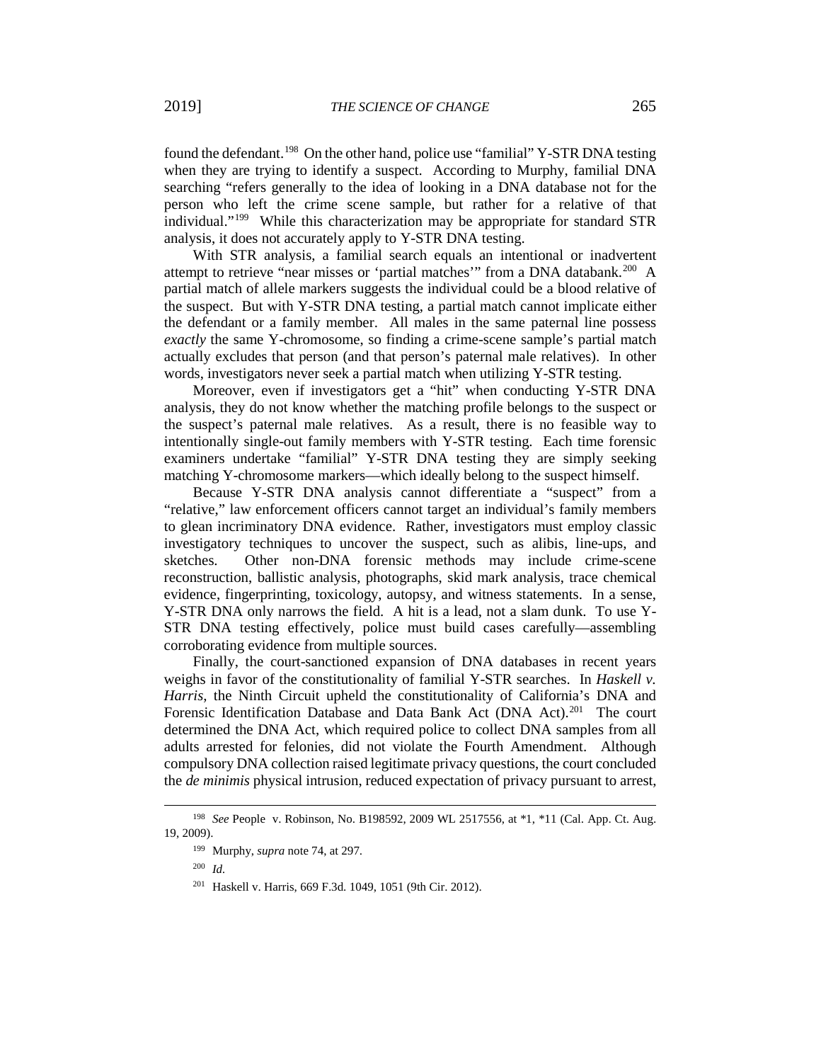found the defendant.[198] On the other hand, police use "familial" Y-STR DNA testing when they are trying to identify a suspect. According to Murphy, familial DNA searching "refers generally to the idea of looking in a DNA database not for the person who left the crime scene sample, but rather for a relative of that individual."[199] While this characterization may be appropriate for standard STR analysis, it does not accurately apply to Y-STR DNA testing.

With STR analysis, a familial search equals an intentional or inadvertent attempt to retrieve "near misses or 'partial matches'" from a DNA databank.[200] A partial match of allele markers suggests the individual could be a blood relative of the suspect. But with Y-STR DNA testing, a partial match cannot implicate either the defendant or a family member. All males in the same paternal line possess *exactly* the same Y-chromosome, so finding a crime-scene sample's partial match actually excludes that person (and that person's paternal male relatives). In other words, investigators never seek a partial match when utilizing Y-STR testing.

Moreover, even if investigators get a "hit" when conducting Y-STR DNA analysis, they do not know whether the matching profile belongs to the suspect or the suspect's paternal male relatives. As a result, there is no feasible way to intentionally single-out family members with Y-STR testing. Each time forensic examiners undertake "familial" Y-STR DNA testing they are simply seeking matching Y-chromosome markers—which ideally belong to the suspect himself.

Because Y-STR DNA analysis cannot differentiate a "suspect" from a "relative," law enforcement officers cannot target an individual's family members to glean incriminatory DNA evidence. Rather, investigators must employ classic investigatory techniques to uncover the suspect, such as alibis, line-ups, and sketches. Other non-DNA forensic methods may include crime-scene reconstruction, ballistic analysis, photographs, skid mark analysis, trace chemical evidence, fingerprinting, toxicology, autopsy, and witness statements. In a sense, Y-STR DNA only narrows the field. A hit is a lead, not a slam dunk. To use Y-STR DNA testing effectively, police must build cases carefully—assembling corroborating evidence from multiple sources.

Finally, the court-sanctioned expansion of DNA databases in recent years weighs in favor of the constitutionality of familial Y-STR searches. In *Haskell v. Harris*, the Ninth Circuit upheld the constitutionality of California's DNA and Forensic Identification Database and Data Bank Act (DNA Act).[201] The court determined the DNA Act, which required police to collect DNA samples from all adults arrested for felonies, did not violate the Fourth Amendment. Although compulsory DNA collection raised legitimate privacy questions, the court concluded the *de minimis* physical intrusion, reduced expectation of privacy pursuant to arrest,

---

[198] *See* People v. Robinson, No. B198592, 2009 WL 2517556, at *1, *11 (Cal. App. Ct. Aug. 19, 2009).

[199] Murphy, *supra* note 74, at 297.

[200] *Id.*

[201] Haskell v. Harris, 669 F.3d. 1049, 1051 (9th Cir. 2012).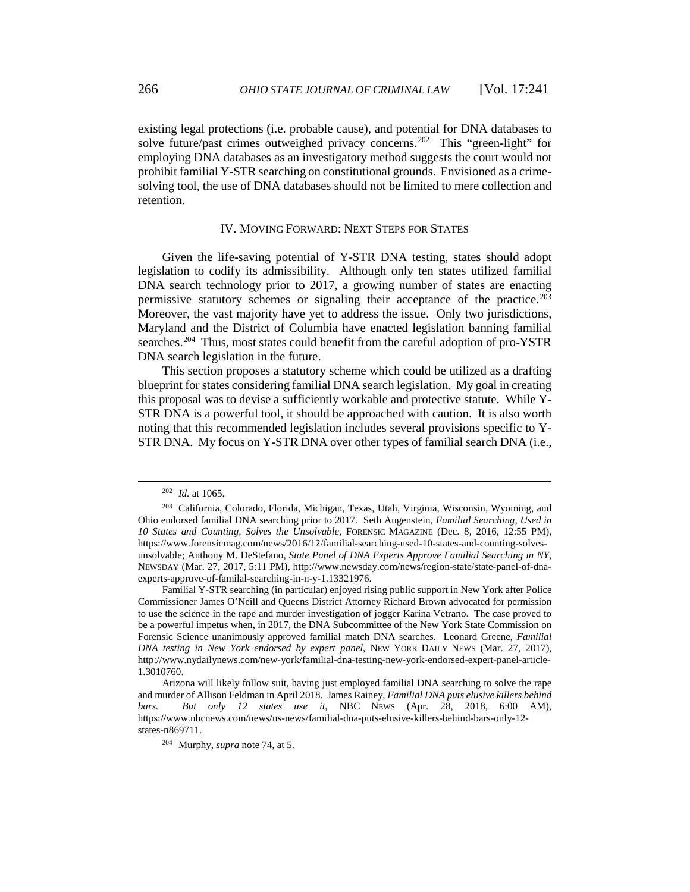existing legal protections (i.e. probable cause), and potential for DNA databases to solve future/past crimes outweighed privacy concerns.[202] This "green-light" for employing DNA databases as an investigatory method suggests the court would not prohibit familial Y-STR searching on constitutional grounds. Envisioned as a crime-solving tool, the use of DNA databases should not be limited to mere collection and retention.

## IV. MOVING FORWARD: NEXT STEPS FOR STATES

Given the life-saving potential of Y-STR DNA testing, states should adopt legislation to codify its admissibility. Although only ten states utilized familial DNA search technology prior to 2017, a growing number of states are enacting permissive statutory schemes or signaling their acceptance of the practice.[203] Moreover, the vast majority have yet to address the issue. Only two jurisdictions, Maryland and the District of Columbia have enacted legislation banning familial searches.[204] Thus, most states could benefit from the careful adoption of pro-YSTR DNA search legislation in the future.

This section proposes a statutory scheme which could be utilized as a drafting blueprint for states considering familial DNA search legislation. My goal in creating this proposal was to devise a sufficiently workable and protective statute. While Y-STR DNA is a powerful tool, it should be approached with caution. It is also worth noting that this recommended legislation includes several provisions specific to Y-STR DNA. My focus on Y-STR DNA over other types of familial search DNA (i.e.,

---

[202] *Id.* at 1065.

[203] California, Colorado, Florida, Michigan, Texas, Utah, Virginia, Wisconsin, Wyoming, and Ohio endorsed familial DNA searching prior to 2017. Seth Augenstein, *Familial Searching, Used in 10 States and Counting, Solves the Unsolvable*, FORENSIC MAGAZINE (Dec. 8, 2016, 12:55 PM), https://www.forensicmag.com/news/2016/12/familial-searching-used-10-states-and-counting-solves-unsolvable; Anthony M. DeStefano, *State Panel of DNA Experts Approve Familial Searching in NY*, NEWSDAY (Mar. 27, 2017, 5:11 PM), http://www.newsday.com/news/region-state/state-panel-of-dna-experts-approve-of-familal-searching-in-n-y-1.13321976.

Familial Y-STR searching (in particular) enjoyed rising public support in New York after Police Commissioner James O'Neill and Queens District Attorney Richard Brown advocated for permission to use the science in the rape and murder investigation of jogger Karina Vetrano. The case proved to be a powerful impetus when, in 2017, the DNA Subcommittee of the New York State Commission on Forensic Science unanimously approved familial match DNA searches. Leonard Greene, *Familial DNA testing in New York endorsed by expert panel*, NEW YORK DAILY NEWS (Mar. 27, 2017), http://www.nydailynews.com/new-york/familial-dna-testing-new-york-endorsed-expert-panel-article-1.3010760.

Arizona will likely follow suit, having just employed familial DNA searching to solve the rape and murder of Allison Feldman in April 2018. James Rainey, *Familial DNA puts elusive killers behind bars. But only 12 states use it*, NBC NEWS (Apr. 28, 2018, 6:00 AM), https://www.nbcnews.com/news/us-news/familial-dna-puts-elusive-killers-behind-bars-only-12-states-n869711.

[204] Murphy, *supra* note 74, at 5.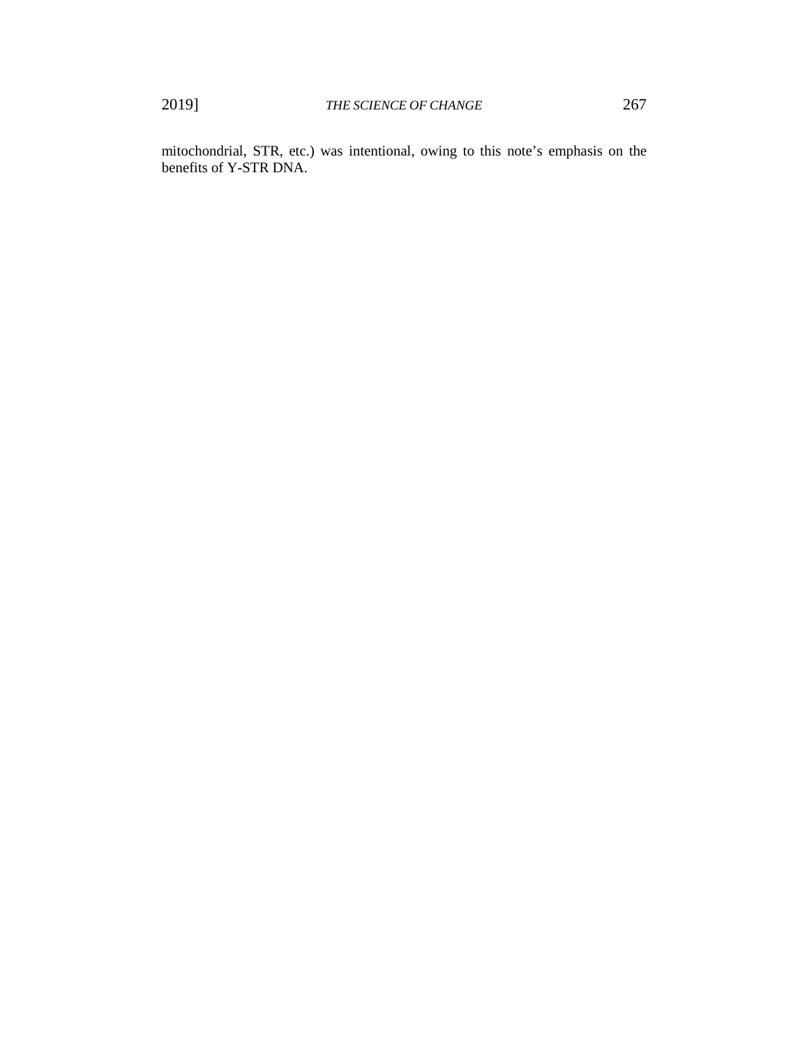mitochondrial, STR, etc.) was intentional, owing to this note's emphasis on the benefits of Y-STR DNA.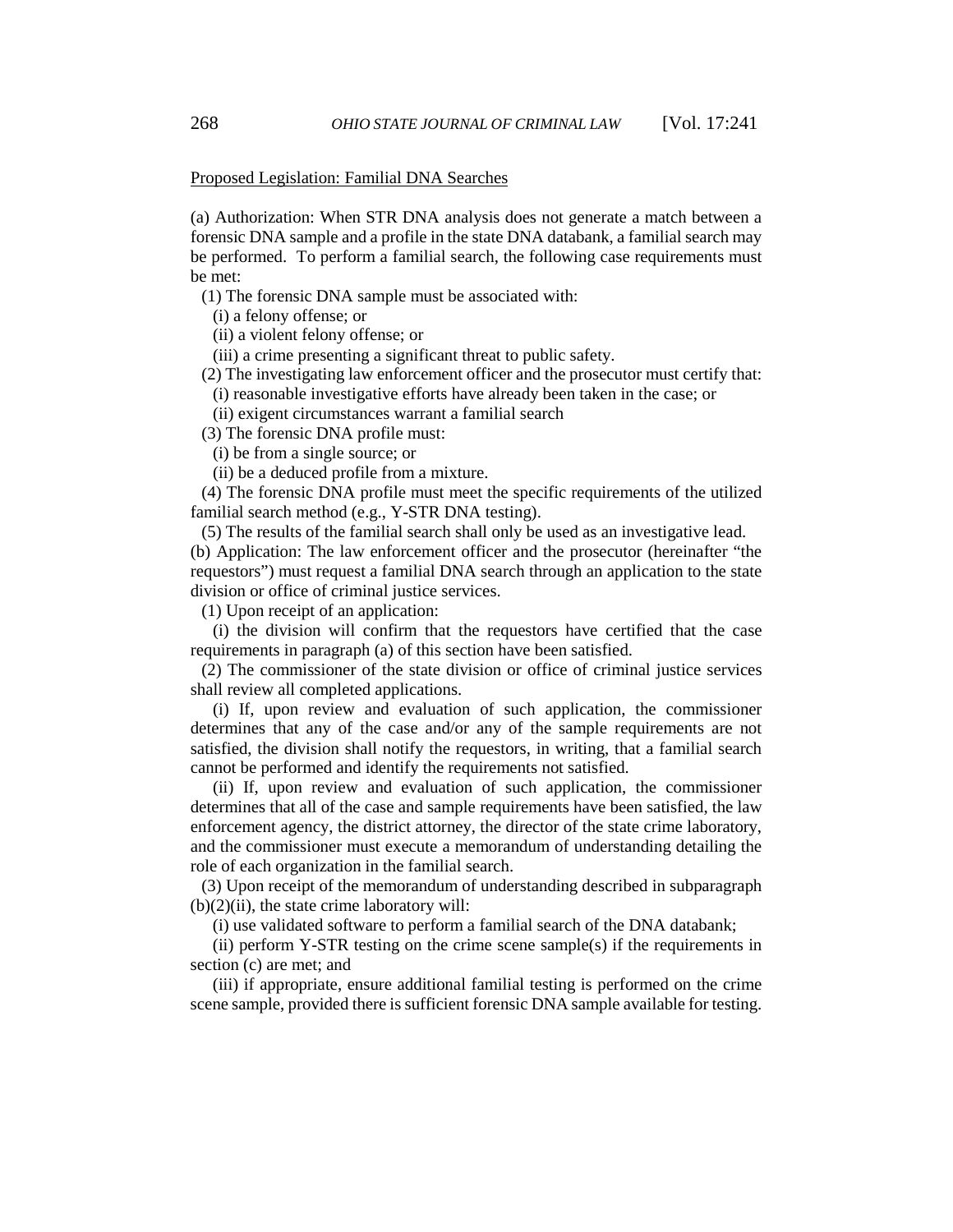<u>Proposed Legislation: Familial DNA Searches</u>

(a) Authorization: When STR DNA analysis does not generate a match between a forensic DNA sample and a profile in the state DNA databank, a familial search may be performed. To perform a familial search, the following case requirements must be met:

(1) The forensic DNA sample must be associated with:

(i) a felony offense; or

(ii) a violent felony offense; or

(iii) a crime presenting a significant threat to public safety.

(2) The investigating law enforcement officer and the prosecutor must certify that:

(i) reasonable investigative efforts have already been taken in the case; or

(ii) exigent circumstances warrant a familial search

(3) The forensic DNA profile must:

(i) be from a single source; or

(ii) be a deduced profile from a mixture.

(4) The forensic DNA profile must meet the specific requirements of the utilized familial search method (e.g., Y-STR DNA testing).

(5) The results of the familial search shall only be used as an investigative lead.

(b) Application: The law enforcement officer and the prosecutor (hereinafter "the requestors") must request a familial DNA search through an application to the state division or office of criminal justice services.

(1) Upon receipt of an application:

(i) the division will confirm that the requestors have certified that the case requirements in paragraph (a) of this section have been satisfied.

(2) The commissioner of the state division or office of criminal justice services shall review all completed applications.

(i) If, upon review and evaluation of such application, the commissioner determines that any of the case and/or any of the sample requirements are not satisfied, the division shall notify the requestors, in writing, that a familial search cannot be performed and identify the requirements not satisfied.

(ii) If, upon review and evaluation of such application, the commissioner determines that all of the case and sample requirements have been satisfied, the law enforcement agency, the district attorney, the director of the state crime laboratory, and the commissioner must execute a memorandum of understanding detailing the role of each organization in the familial search.

(3) Upon receipt of the memorandum of understanding described in subparagraph (b)(2)(ii), the state crime laboratory will:

(i) use validated software to perform a familial search of the DNA databank;

(ii) perform Y-STR testing on the crime scene sample(s) if the requirements in section (c) are met; and

(iii) if appropriate, ensure additional familial testing is performed on the crime scene sample, provided there is sufficient forensic DNA sample available for testing.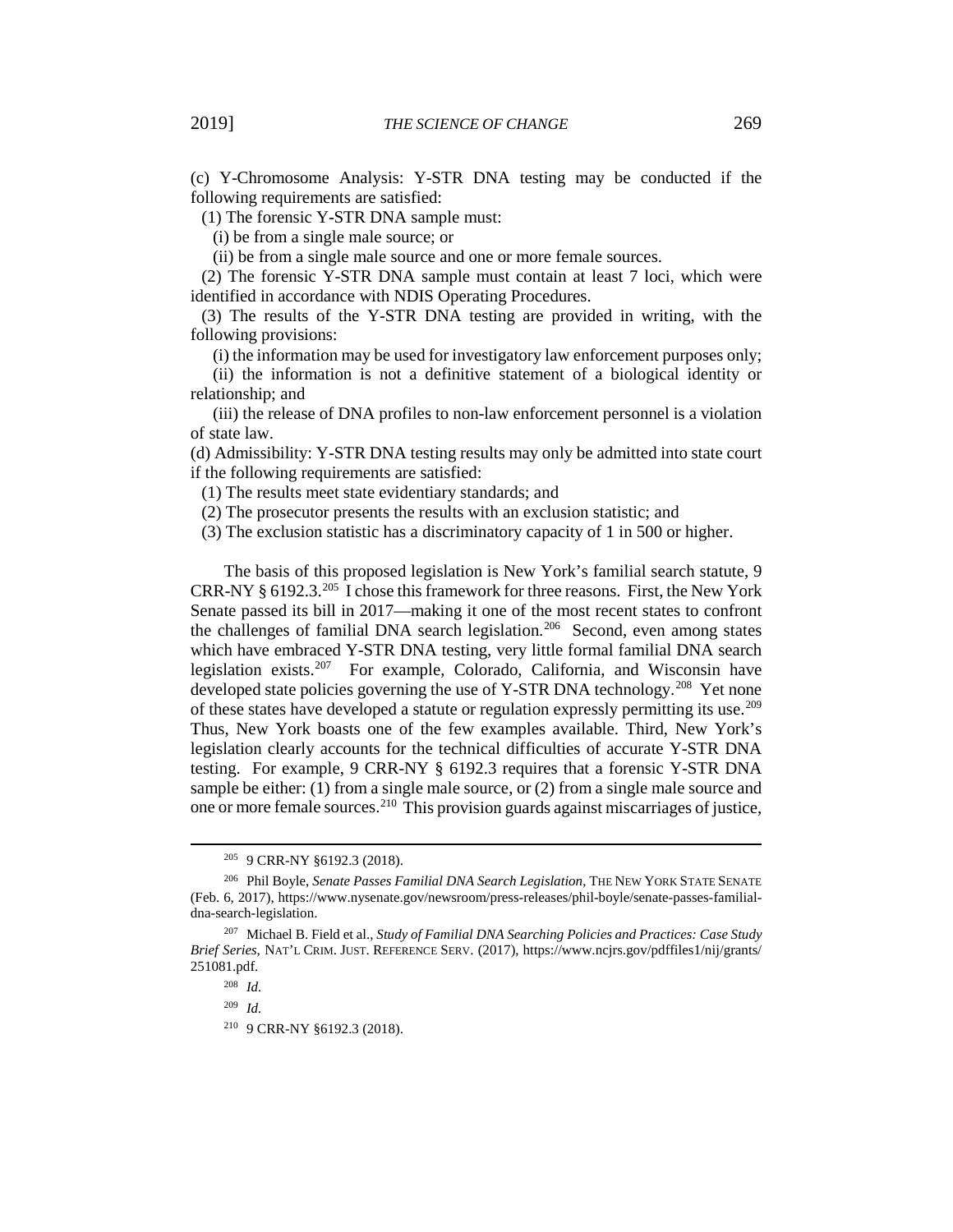(c) Y-Chromosome Analysis: Y-STR DNA testing may be conducted if the following requirements are satisfied:

(1) The forensic Y-STR DNA sample must:

(i) be from a single male source; or

(ii) be from a single male source and one or more female sources.

(2) The forensic Y-STR DNA sample must contain at least 7 loci, which were identified in accordance with NDIS Operating Procedures.

(3) The results of the Y-STR DNA testing are provided in writing, with the following provisions:

(i) the information may be used for investigatory law enforcement purposes only;

(ii) the information is not a definitive statement of a biological identity or relationship; and

(iii) the release of DNA profiles to non-law enforcement personnel is a violation of state law.

(d) Admissibility: Y-STR DNA testing results may only be admitted into state court if the following requirements are satisfied:

(1) The results meet state evidentiary standards; and

(2) The prosecutor presents the results with an exclusion statistic; and

(3) The exclusion statistic has a discriminatory capacity of 1 in 500 or higher.

The basis of this proposed legislation is New York's familial search statute, 9 CRR-NY § 6192.3.[205] I chose this framework for three reasons. First, the New York Senate passed its bill in 2017—making it one of the most recent states to confront the challenges of familial DNA search legislation.[206] Second, even among states which have embraced Y-STR DNA testing, very little formal familial DNA search legislation exists.[207] For example, Colorado, California, and Wisconsin have developed state policies governing the use of Y-STR DNA technology.[208] Yet none of these states have developed a statute or regulation expressly permitting its use.[209] Thus, New York boasts one of the few examples available. Third, New York's legislation clearly accounts for the technical difficulties of accurate Y-STR DNA testing. For example, 9 CRR-NY § 6192.3 requires that a forensic Y-STR DNA sample be either: (1) from a single male source, or (2) from a single male source and one or more female sources.[210] This provision guards against miscarriages of justice,

---

[205] 9 CRR-NY §6192.3 (2018).

[206] Phil Boyle, *Senate Passes Familial DNA Search Legislation*, THE NEW YORK STATE SENATE (Feb. 6, 2017), https://www.nysenate.gov/newsroom/press-releases/phil-boyle/senate-passes-familial-dna-search-legislation.

[207] Michael B. Field et al., *Study of Familial DNA Searching Policies and Practices: Case Study Brief Series*, NAT'L CRIM. JUST. REFERENCE SERV. (2017), https://www.ncjrs.gov/pdffiles1/nij/grants/251081.pdf.

[208] *Id.*

[209] *Id.*

[210] 9 CRR-NY §6192.3 (2018).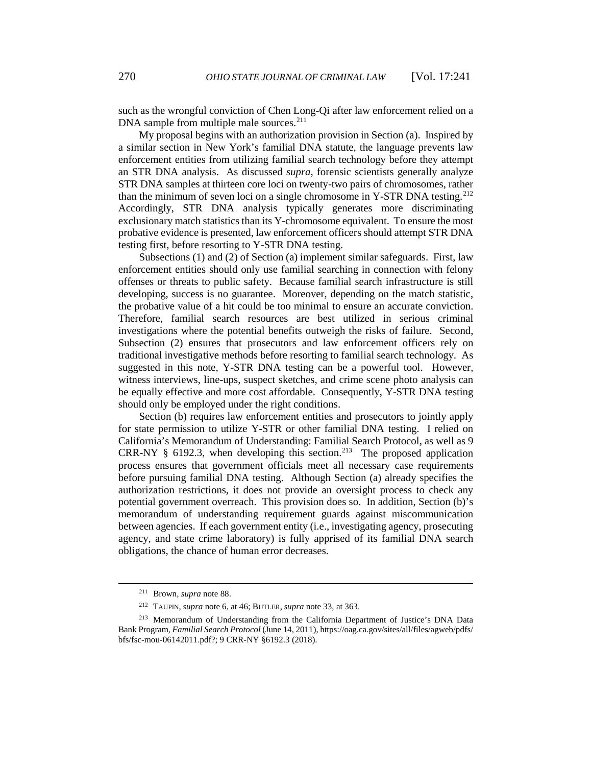such as the wrongful conviction of Chen Long-Qi after law enforcement relied on a DNA sample from multiple male sources.[211]

My proposal begins with an authorization provision in Section (a). Inspired by a similar section in New York's familial DNA statute, the language prevents law enforcement entities from utilizing familial search technology before they attempt an STR DNA analysis. As discussed *supra*, forensic scientists generally analyze STR DNA samples at thirteen core loci on twenty-two pairs of chromosomes, rather than the minimum of seven loci on a single chromosome in Y-STR DNA testing.[212] Accordingly, STR DNA analysis typically generates more discriminating exclusionary match statistics than its Y-chromosome equivalent. To ensure the most probative evidence is presented, law enforcement officers should attempt STR DNA testing first, before resorting to Y-STR DNA testing.

Subsections (1) and (2) of Section (a) implement similar safeguards. First, law enforcement entities should only use familial searching in connection with felony offenses or threats to public safety. Because familial search infrastructure is still developing, success is no guarantee. Moreover, depending on the match statistic, the probative value of a hit could be too minimal to ensure an accurate conviction. Therefore, familial search resources are best utilized in serious criminal investigations where the potential benefits outweigh the risks of failure. Second, Subsection (2) ensures that prosecutors and law enforcement officers rely on traditional investigative methods before resorting to familial search technology. As suggested in this note, Y-STR DNA testing can be a powerful tool. However, witness interviews, line-ups, suspect sketches, and crime scene photo analysis can be equally effective and more cost affordable. Consequently, Y-STR DNA testing should only be employed under the right conditions.

Section (b) requires law enforcement entities and prosecutors to jointly apply for state permission to utilize Y-STR or other familial DNA testing. I relied on California's Memorandum of Understanding: Familial Search Protocol, as well as 9 CRR-NY § 6192.3, when developing this section.[213] The proposed application process ensures that government officials meet all necessary case requirements before pursuing familial DNA testing. Although Section (a) already specifies the authorization restrictions, it does not provide an oversight process to check any potential government overreach. This provision does so. In addition, Section (b)'s memorandum of understanding requirement guards against miscommunication between agencies. If each government entity (i.e., investigating agency, prosecuting agency, and state crime laboratory) is fully apprised of its familial DNA search obligations, the chance of human error decreases.

---

[211] Brown, *supra* note 88.

[212] TAUPIN, *supra* note 6, at 46; BUTLER, *supra* note 33, at 363.

[213] Memorandum of Understanding from the California Department of Justice's DNA Data Bank Program, *Familial Search Protocol* (June 14, 2011), https://oag.ca.gov/sites/all/files/agweb/pdfs/bfs/fsc-mou-06142011.pdf?; 9 CRR-NY §6192.3 (2018).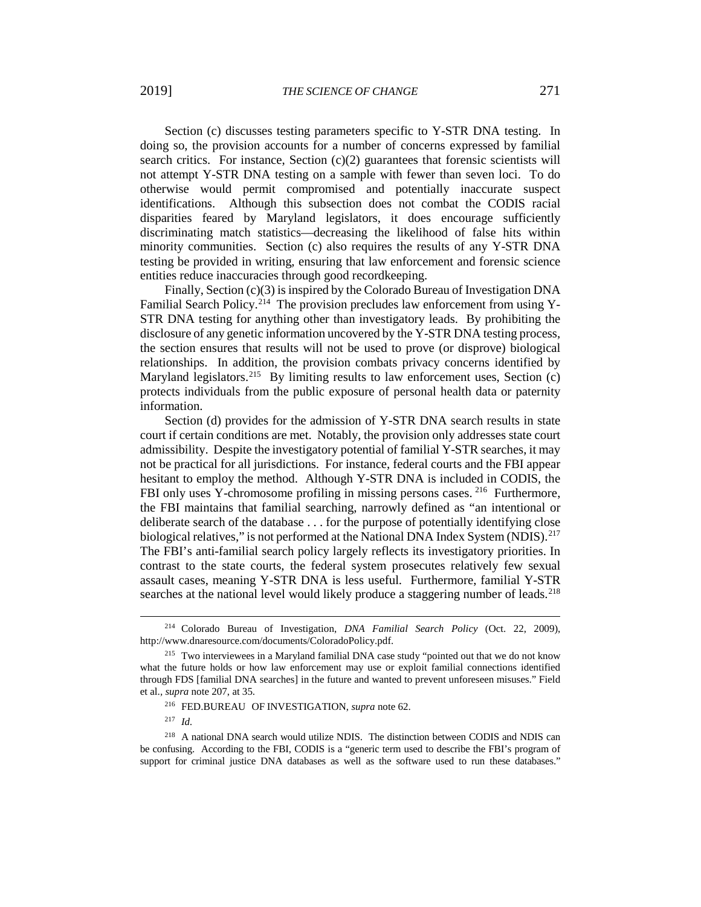Section (c) discusses testing parameters specific to Y-STR DNA testing. In doing so, the provision accounts for a number of concerns expressed by familial search critics. For instance, Section (c)(2) guarantees that forensic scientists will not attempt Y-STR DNA testing on a sample with fewer than seven loci. To do otherwise would permit compromised and potentially inaccurate suspect identifications. Although this subsection does not combat the CODIS racial disparities feared by Maryland legislators, it does encourage sufficiently discriminating match statistics—decreasing the likelihood of false hits within minority communities. Section (c) also requires the results of any Y-STR DNA testing be provided in writing, ensuring that law enforcement and forensic science entities reduce inaccuracies through good recordkeeping.

Finally, Section (c)(3) is inspired by the Colorado Bureau of Investigation DNA Familial Search Policy.[214] The provision precludes law enforcement from using Y-STR DNA testing for anything other than investigatory leads. By prohibiting the disclosure of any genetic information uncovered by the Y-STR DNA testing process, the section ensures that results will not be used to prove (or disprove) biological relationships. In addition, the provision combats privacy concerns identified by Maryland legislators.[215] By limiting results to law enforcement uses, Section (c) protects individuals from the public exposure of personal health data or paternity information.

Section (d) provides for the admission of Y-STR DNA search results in state court if certain conditions are met. Notably, the provision only addresses state court admissibility. Despite the investigatory potential of familial Y-STR searches, it may not be practical for all jurisdictions. For instance, federal courts and the FBI appear hesitant to employ the method. Although Y-STR DNA is included in CODIS, the FBI only uses Y-chromosome profiling in missing persons cases.[216] Furthermore, the FBI maintains that familial searching, narrowly defined as "an intentional or deliberate search of the database . . . for the purpose of potentially identifying close biological relatives," is not performed at the National DNA Index System (NDIS).[217] The FBI's anti-familial search policy largely reflects its investigatory priorities. In contrast to the state courts, the federal system prosecutes relatively few sexual assault cases, meaning Y-STR DNA is less useful. Furthermore, familial Y-STR searches at the national level would likely produce a staggering number of leads.[218]

---

[214] Colorado Bureau of Investigation, *DNA Familial Search Policy* (Oct. 22, 2009), http://www.dnaresource.com/documents/ColoradoPolicy.pdf.

[215] Two interviewees in a Maryland familial DNA case study "pointed out that we do not know what the future holds or how law enforcement may use or exploit familial connections identified through FDS [familial DNA searches] in the future and wanted to prevent unforeseen misuses." Field et al., *supra* note 207, at 35.

[216] FED.BUREAU OF INVESTIGATION, *supra* note 62.

[217] *Id.*

[218] A national DNA search would utilize NDIS. The distinction between CODIS and NDIS can be confusing. According to the FBI, CODIS is a "generic term used to describe the FBI's program of support for criminal justice DNA databases as well as the software used to run these databases."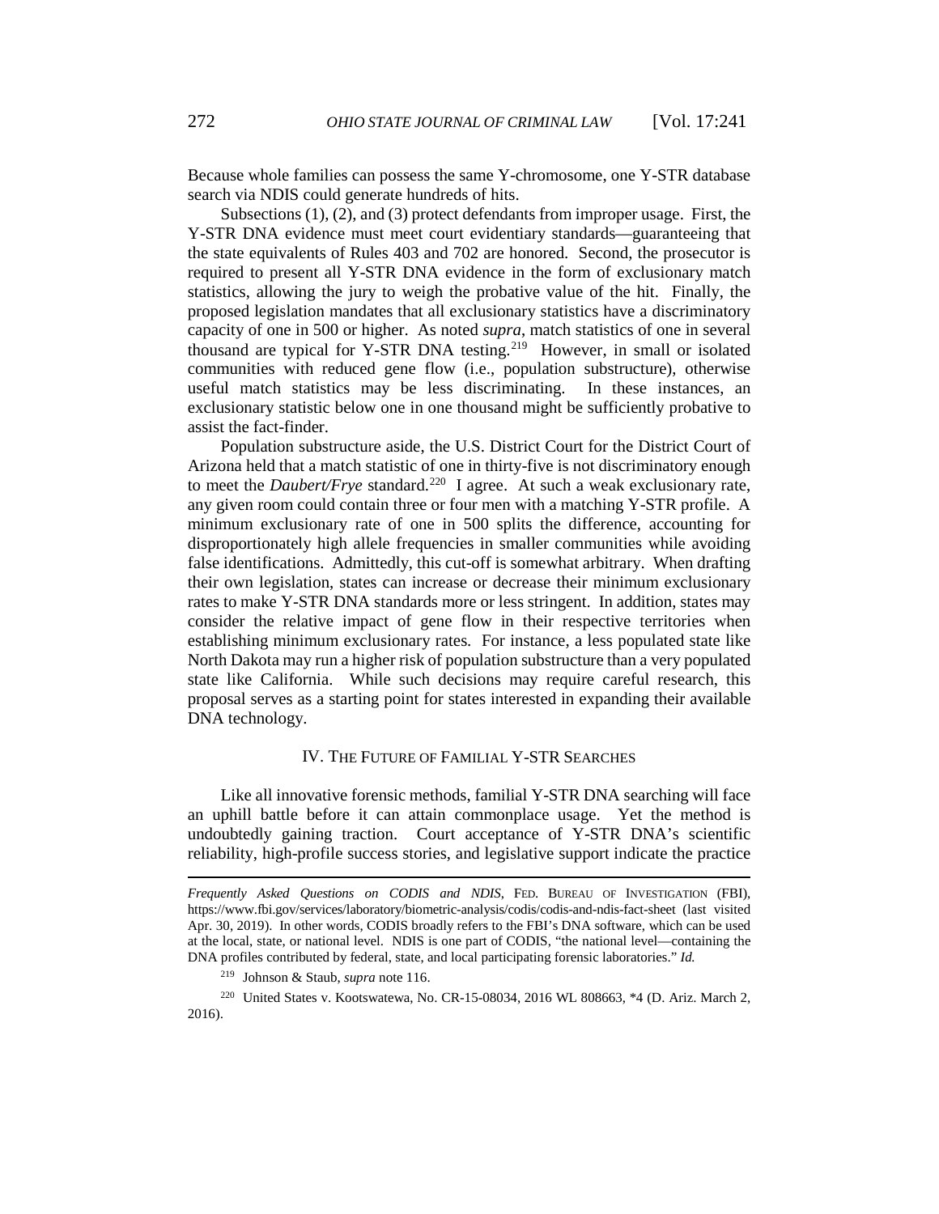Because whole families can possess the same Y-chromosome, one Y-STR database search via NDIS could generate hundreds of hits.

Subsections (1), (2), and (3) protect defendants from improper usage. First, the Y-STR DNA evidence must meet court evidentiary standards—guaranteeing that the state equivalents of Rules 403 and 702 are honored. Second, the prosecutor is required to present all Y-STR DNA evidence in the form of exclusionary match statistics, allowing the jury to weigh the probative value of the hit. Finally, the proposed legislation mandates that all exclusionary statistics have a discriminatory capacity of one in 500 or higher. As noted *supra*, match statistics of one in several thousand are typical for Y-STR DNA testing.[219] However, in small or isolated communities with reduced gene flow (i.e., population substructure), otherwise useful match statistics may be less discriminating. In these instances, an exclusionary statistic below one in one thousand might be sufficiently probative to assist the fact-finder.

Population substructure aside, the U.S. District Court for the District Court of Arizona held that a match statistic of one in thirty-five is not discriminatory enough to meet the *Daubert/Frye* standard.[220] I agree. At such a weak exclusionary rate, any given room could contain three or four men with a matching Y-STR profile. A minimum exclusionary rate of one in 500 splits the difference, accounting for disproportionately high allele frequencies in smaller communities while avoiding false identifications. Admittedly, this cut-off is somewhat arbitrary. When drafting their own legislation, states can increase or decrease their minimum exclusionary rates to make Y-STR DNA standards more or less stringent. In addition, states may consider the relative impact of gene flow in their respective territories when establishing minimum exclusionary rates. For instance, a less populated state like North Dakota may run a higher risk of population substructure than a very populated state like California. While such decisions may require careful research, this proposal serves as a starting point for states interested in expanding their available DNA technology.

## IV. The Future of Familial Y-STR Searches

Like all innovative forensic methods, familial Y-STR DNA searching will face an uphill battle before it can attain commonplace usage. Yet the method is undoubtedly gaining traction. Court acceptance of Y-STR DNA's scientific reliability, high-profile success stories, and legislative support indicate the practice

---

*Frequently Asked Questions on CODIS and NDIS*, FED. BUREAU OF INVESTIGATION (FBI), https://www.fbi.gov/services/laboratory/biometric-analysis/codis/codis-and-ndis-fact-sheet (last visited Apr. 30, 2019). In other words, CODIS broadly refers to the FBI's DNA software, which can be used at the local, state, or national level. NDIS is one part of CODIS, "the national level—containing the DNA profiles contributed by federal, state, and local participating forensic laboratories." *Id.*

[219] Johnson & Staub, *supra* note 116.

[220] United States v. Kootswatewa, No. CR-15-08034, 2016 WL 808663, *4 (D. Ariz. March 2, 2016).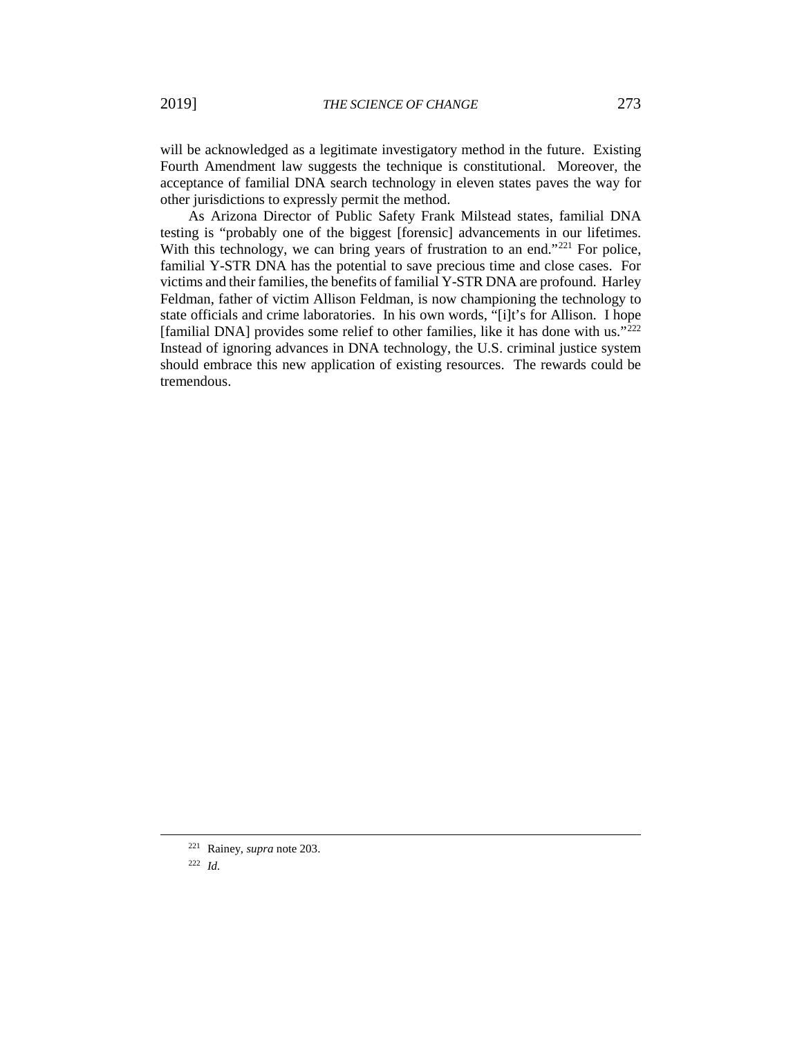will be acknowledged as a legitimate investigatory method in the future. Existing Fourth Amendment law suggests the technique is constitutional. Moreover, the acceptance of familial DNA search technology in eleven states paves the way for other jurisdictions to expressly permit the method.

As Arizona Director of Public Safety Frank Milstead states, familial DNA testing is "probably one of the biggest [forensic] advancements in our lifetimes. With this technology, we can bring years of frustration to an end."[221] For police, familial Y-STR DNA has the potential to save precious time and close cases. For victims and their families, the benefits of familial Y-STR DNA are profound. Harley Feldman, father of victim Allison Feldman, is now championing the technology to state officials and crime laboratories. In his own words, "[i]t's for Allison. I hope [familial DNA] provides some relief to other families, like it has done with us."[222] Instead of ignoring advances in DNA technology, the U.S. criminal justice system should embrace this new application of existing resources. The rewards could be tremendous.

---

[221] Rainey, *supra* note 203.

[222] *Id.*